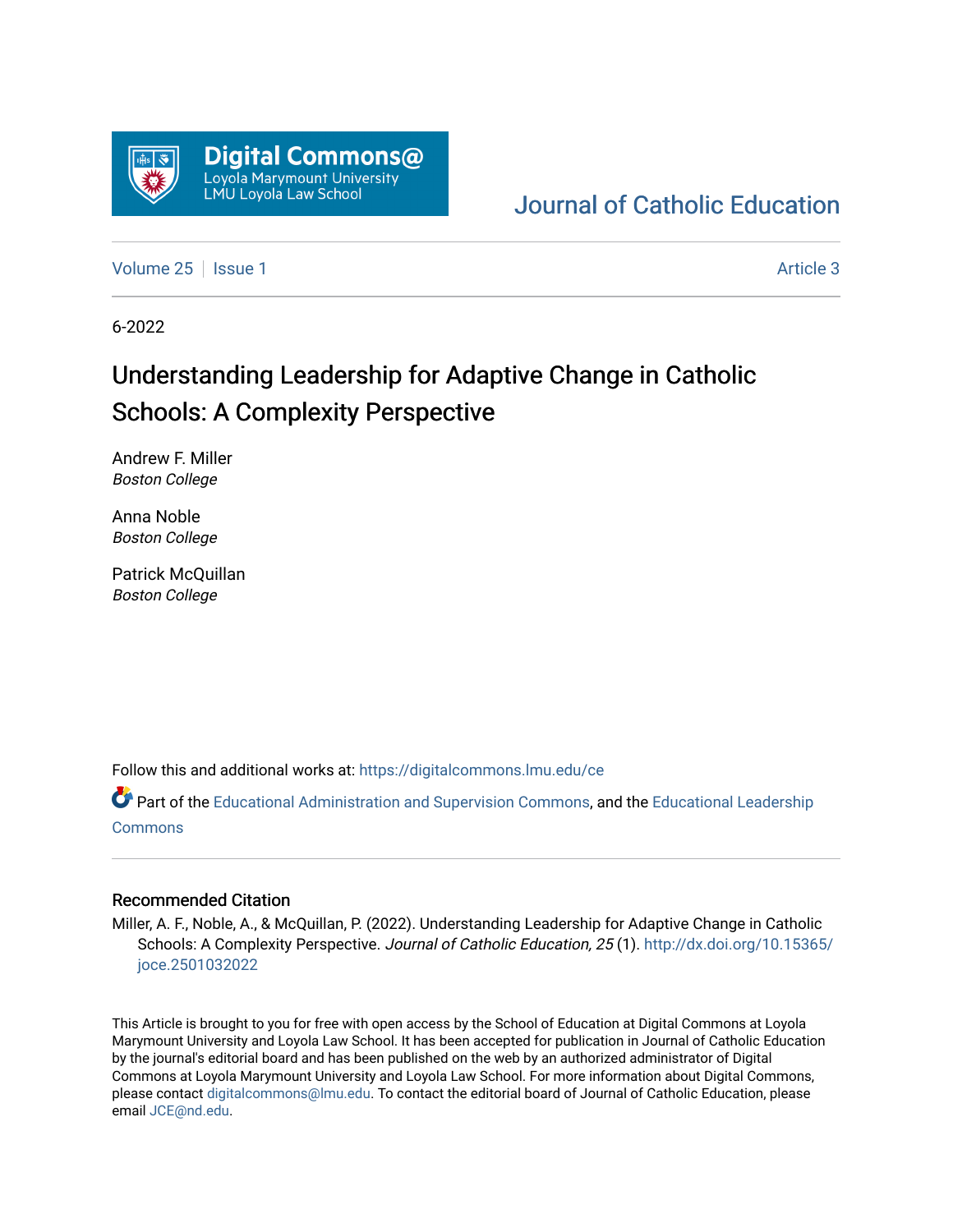Digital Commons@
Loyola Marymount University
LMU Loyola Law School

Journal of Catholic Education

Volume 25 | Issue 1 Article 3

6-2022

# Understanding Leadership for Adaptive Change in Catholic Schools: A Complexity Perspective

Andrew F. Miller
*Boston College*

Anna Noble
*Boston College*

Patrick McQuillan
*Boston College*

Follow this and additional works at: https://digitalcommons.lmu.edu/ce

Part of the Educational Administration and Supervision Commons, and the Educational Leadership Commons

## Recommended Citation

Miller, A. F., Noble, A., & McQuillan, P. (2022). Understanding Leadership for Adaptive Change in Catholic Schools: A Complexity Perspective. *Journal of Catholic Education, 25* (1). http://dx.doi.org/10.15365/joce.2501032022

This Article is brought to you for free with open access by the School of Education at Digital Commons at Loyola Marymount University and Loyola Law School. It has been accepted for publication in Journal of Catholic Education by the journal's editorial board and has been published on the web by an authorized administrator of Digital Commons at Loyola Marymount University and Loyola Law School. For more information about Digital Commons, please contact digitalcommons@lmu.edu. To contact the editorial board of Journal of Catholic Education, please email JCE@nd.edu.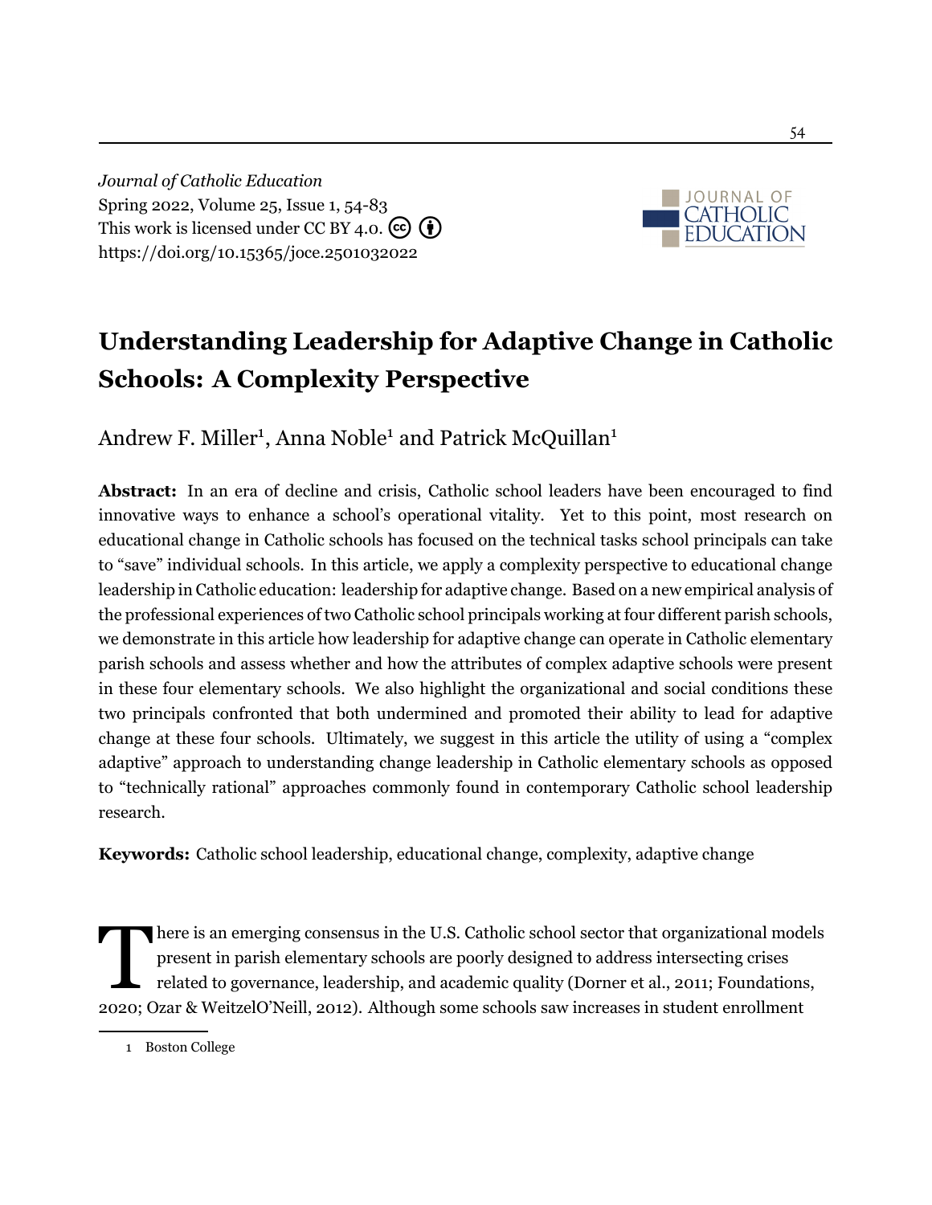*Journal of Catholic Education*
Spring 2022, Volume 25, Issue 1, 54-83
This work is licensed under CC BY 4.0.
https://doi.org/10.15365/joce.2501032022

# Understanding Leadership for Adaptive Change in Catholic Schools: A Complexity Perspective

Andrew F. Miller[1], Anna Noble[1] and Patrick McQuillan[1]

**Abstract:** In an era of decline and crisis, Catholic school leaders have been encouraged to find innovative ways to enhance a school's operational vitality. Yet to this point, most research on educational change in Catholic schools has focused on the technical tasks school principals can take to "save" individual schools. In this article, we apply a complexity perspective to educational change leadership in Catholic education: leadership for adaptive change. Based on a new empirical analysis of the professional experiences of two Catholic school principals working at four different parish schools, we demonstrate in this article how leadership for adaptive change can operate in Catholic elementary parish schools and assess whether and how the attributes of complex adaptive schools were present in these four elementary schools. We also highlight the organizational and social conditions these two principals confronted that both undermined and promoted their ability to lead for adaptive change at these four schools. Ultimately, we suggest in this article the utility of using a "complex adaptive" approach to understanding change leadership in Catholic elementary schools as opposed to "technically rational" approaches commonly found in contemporary Catholic school leadership research.

**Keywords:** Catholic school leadership, educational change, complexity, adaptive change

There is an emerging consensus in the U.S. Catholic school sector that organizational models present in parish elementary schools are poorly designed to address intersecting crises related to governance, leadership, and academic quality (Dorner et al., 2011; Foundations, 2020; Ozar & WeitzelO'Neill, 2012). Although some schools saw increases in student enrollment

[1] Boston College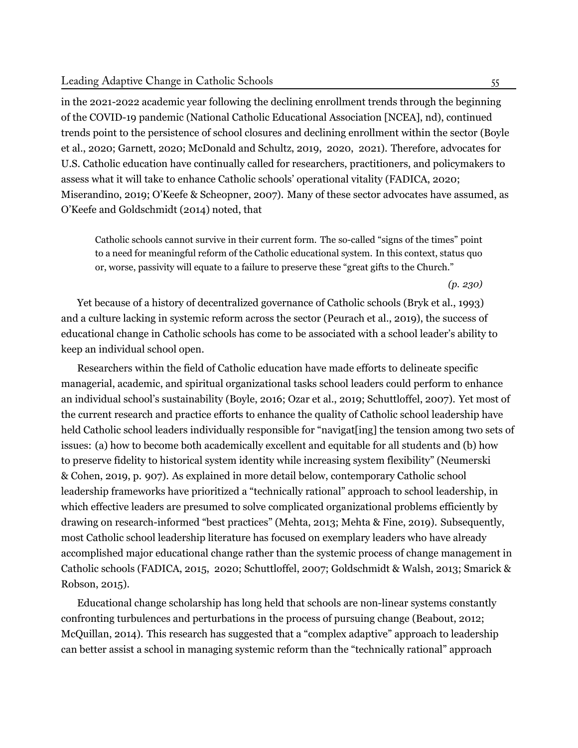in the 2021-2022 academic year following the declining enrollment trends through the beginning of the COVID-19 pandemic (National Catholic Educational Association [NCEA], nd), continued trends point to the persistence of school closures and declining enrollment within the sector (Boyle et al., 2020; Garnett, 2020; McDonald and Schultz, 2019, 2020, 2021). Therefore, advocates for U.S. Catholic education have continually called for researchers, practitioners, and policymakers to assess what it will take to enhance Catholic schools' operational vitality (FADICA, 2020; Miserandino, 2019; O'Keefe & Scheopner, 2007). Many of these sector advocates have assumed, as O'Keefe and Goldschmidt (2014) noted, that

> Catholic schools cannot survive in their current form. The so-called "signs of the times" point to a need for meaningful reform of the Catholic educational system. In this context, status quo or, worse, passivity will equate to a failure to preserve these "great gifts to the Church."
>
> *(p. 230)*

Yet because of a history of decentralized governance of Catholic schools (Bryk et al., 1993) and a culture lacking in systemic reform across the sector (Peurach et al., 2019), the success of educational change in Catholic schools has come to be associated with a school leader's ability to keep an individual school open.

Researchers within the field of Catholic education have made efforts to delineate specific managerial, academic, and spiritual organizational tasks school leaders could perform to enhance an individual school's sustainability (Boyle, 2016; Ozar et al., 2019; Schuttloffel, 2007). Yet most of the current research and practice efforts to enhance the quality of Catholic school leadership have held Catholic school leaders individually responsible for "navigat[ing] the tension among two sets of issues: (a) how to become both academically excellent and equitable for all students and (b) how to preserve fidelity to historical system identity while increasing system flexibility" (Neumerski & Cohen, 2019, p. 907). As explained in more detail below, contemporary Catholic school leadership frameworks have prioritized a "technically rational" approach to school leadership, in which effective leaders are presumed to solve complicated organizational problems efficiently by drawing on research-informed "best practices" (Mehta, 2013; Mehta & Fine, 2019). Subsequently, most Catholic school leadership literature has focused on exemplary leaders who have already accomplished major educational change rather than the systemic process of change management in Catholic schools (FADICA, 2015, 2020; Schuttloffel, 2007; Goldschmidt & Walsh, 2013; Smarick & Robson, 2015).

Educational change scholarship has long held that schools are non-linear systems constantly confronting turbulences and perturbations in the process of pursuing change (Beabout, 2012; McQuillan, 2014). This research has suggested that a "complex adaptive" approach to leadership can better assist a school in managing systemic reform than the "technically rational" approach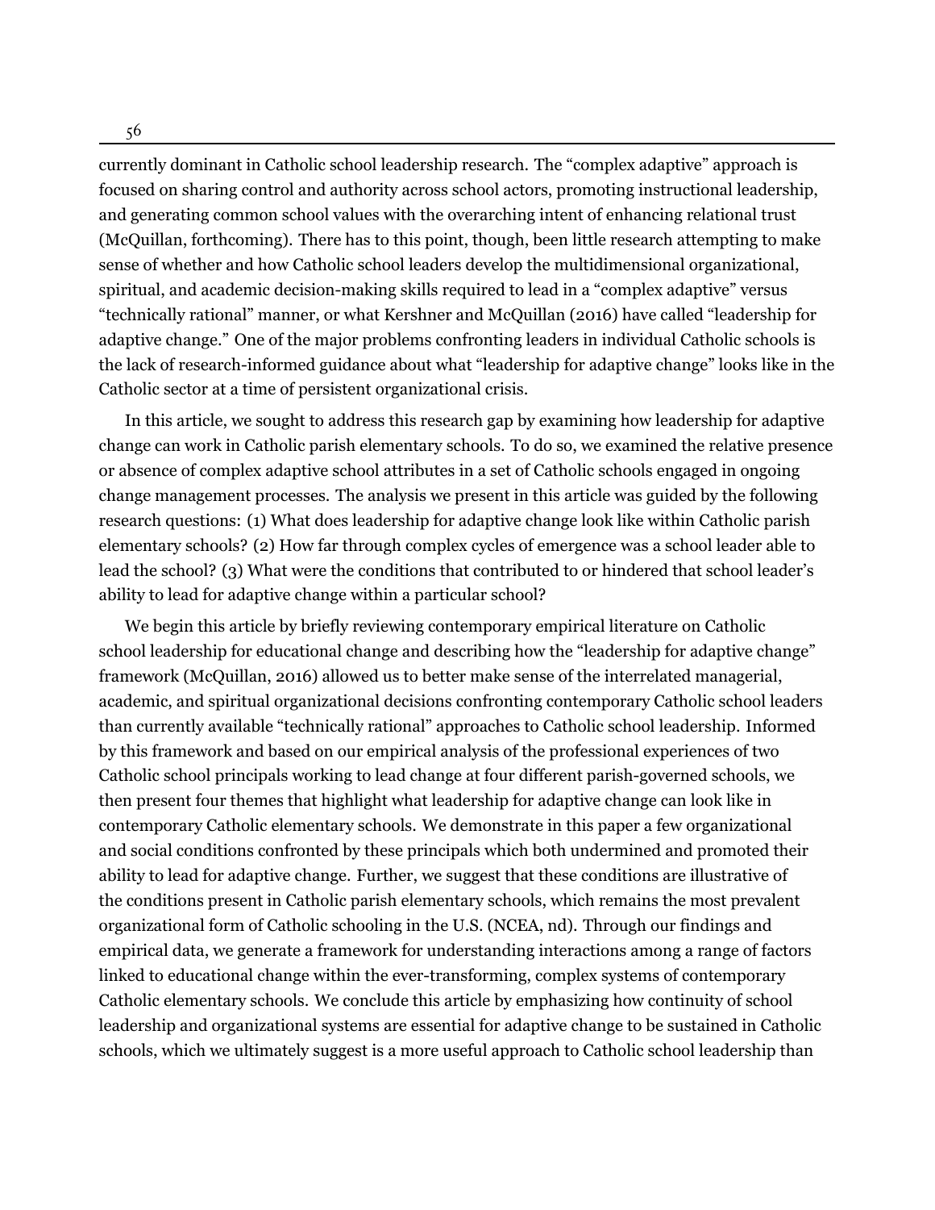currently dominant in Catholic school leadership research. The "complex adaptive" approach is focused on sharing control and authority across school actors, promoting instructional leadership, and generating common school values with the overarching intent of enhancing relational trust (McQuillan, forthcoming). There has to this point, though, been little research attempting to make sense of whether and how Catholic school leaders develop the multidimensional organizational, spiritual, and academic decision-making skills required to lead in a "complex adaptive" versus "technically rational" manner, or what Kershner and McQuillan (2016) have called "leadership for adaptive change." One of the major problems confronting leaders in individual Catholic schools is the lack of research-informed guidance about what "leadership for adaptive change" looks like in the Catholic sector at a time of persistent organizational crisis.

In this article, we sought to address this research gap by examining how leadership for adaptive change can work in Catholic parish elementary schools. To do so, we examined the relative presence or absence of complex adaptive school attributes in a set of Catholic schools engaged in ongoing change management processes. The analysis we present in this article was guided by the following research questions: (1) What does leadership for adaptive change look like within Catholic parish elementary schools? (2) How far through complex cycles of emergence was a school leader able to lead the school? (3) What were the conditions that contributed to or hindered that school leader's ability to lead for adaptive change within a particular school?

We begin this article by briefly reviewing contemporary empirical literature on Catholic school leadership for educational change and describing how the "leadership for adaptive change" framework (McQuillan, 2016) allowed us to better make sense of the interrelated managerial, academic, and spiritual organizational decisions confronting contemporary Catholic school leaders than currently available "technically rational" approaches to Catholic school leadership. Informed by this framework and based on our empirical analysis of the professional experiences of two Catholic school principals working to lead change at four different parish-governed schools, we then present four themes that highlight what leadership for adaptive change can look like in contemporary Catholic elementary schools. We demonstrate in this paper a few organizational and social conditions confronted by these principals which both undermined and promoted their ability to lead for adaptive change. Further, we suggest that these conditions are illustrative of the conditions present in Catholic parish elementary schools, which remains the most prevalent organizational form of Catholic schooling in the U.S. (NCEA, nd). Through our findings and empirical data, we generate a framework for understanding interactions among a range of factors linked to educational change within the ever-transforming, complex systems of contemporary Catholic elementary schools. We conclude this article by emphasizing how continuity of school leadership and organizational systems are essential for adaptive change to be sustained in Catholic schools, which we ultimately suggest is a more useful approach to Catholic school leadership than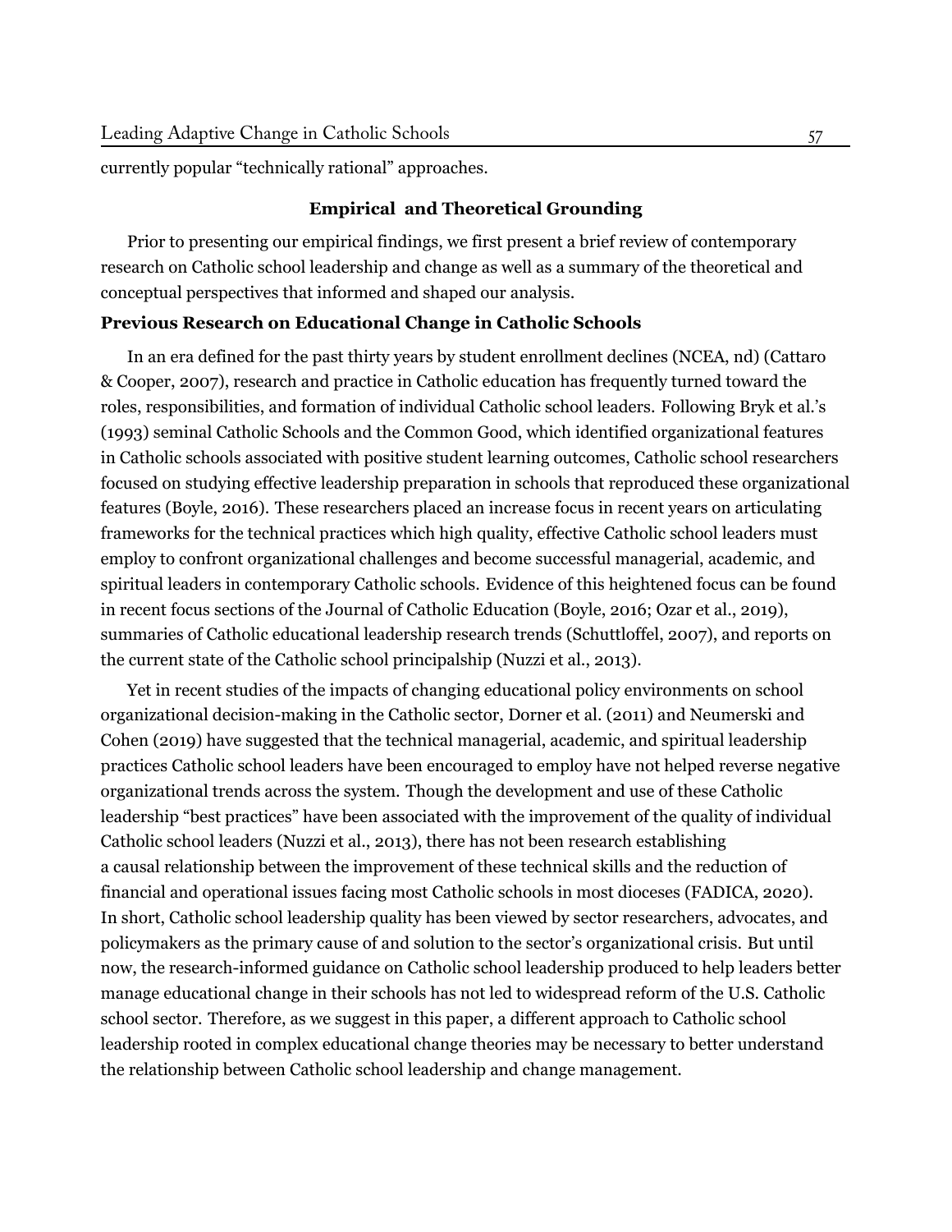currently popular "technically rational" approaches.

## Empirical and Theoretical Grounding

Prior to presenting our empirical findings, we first present a brief review of contemporary research on Catholic school leadership and change as well as a summary of the theoretical and conceptual perspectives that informed and shaped our analysis.

### Previous Research on Educational Change in Catholic Schools

In an era defined for the past thirty years by student enrollment declines (NCEA, nd) (Cattaro & Cooper, 2007), research and practice in Catholic education has frequently turned toward the roles, responsibilities, and formation of individual Catholic school leaders. Following Bryk et al.'s (1993) seminal Catholic Schools and the Common Good, which identified organizational features in Catholic schools associated with positive student learning outcomes, Catholic school researchers focused on studying effective leadership preparation in schools that reproduced these organizational features (Boyle, 2016). These researchers placed an increase focus in recent years on articulating frameworks for the technical practices which high quality, effective Catholic school leaders must employ to confront organizational challenges and become successful managerial, academic, and spiritual leaders in contemporary Catholic schools. Evidence of this heightened focus can be found in recent focus sections of the Journal of Catholic Education (Boyle, 2016; Ozar et al., 2019), summaries of Catholic educational leadership research trends (Schuttloffel, 2007), and reports on the current state of the Catholic school principalship (Nuzzi et al., 2013).

Yet in recent studies of the impacts of changing educational policy environments on school organizational decision-making in the Catholic sector, Dorner et al. (2011) and Neumerski and Cohen (2019) have suggested that the technical managerial, academic, and spiritual leadership practices Catholic school leaders have been encouraged to employ have not helped reverse negative organizational trends across the system. Though the development and use of these Catholic leadership "best practices" have been associated with the improvement of the quality of individual Catholic school leaders (Nuzzi et al., 2013), there has not been research establishing a causal relationship between the improvement of these technical skills and the reduction of financial and operational issues facing most Catholic schools in most dioceses (FADICA, 2020). In short, Catholic school leadership quality has been viewed by sector researchers, advocates, and policymakers as the primary cause of and solution to the sector's organizational crisis. But until now, the research-informed guidance on Catholic school leadership produced to help leaders better manage educational change in their schools has not led to widespread reform of the U.S. Catholic school sector. Therefore, as we suggest in this paper, a different approach to Catholic school leadership rooted in complex educational change theories may be necessary to better understand the relationship between Catholic school leadership and change management.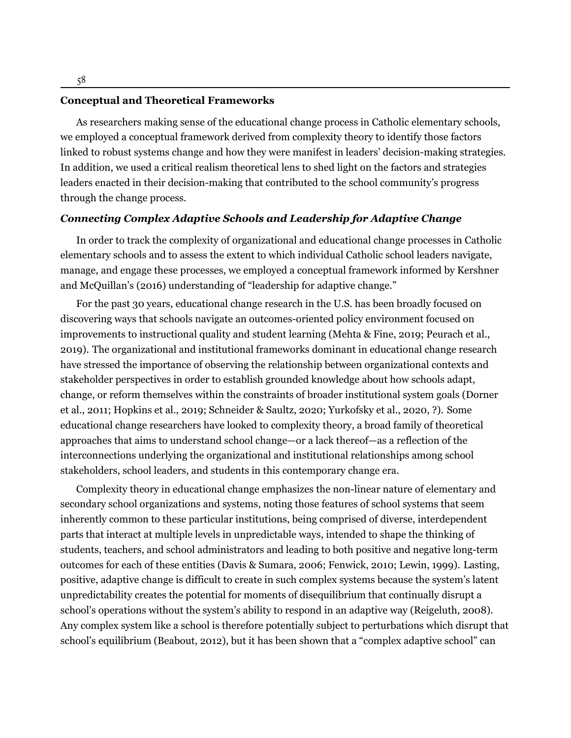## Conceptual and Theoretical Frameworks

As researchers making sense of the educational change process in Catholic elementary schools, we employed a conceptual framework derived from complexity theory to identify those factors linked to robust systems change and how they were manifest in leaders' decision-making strategies. In addition, we used a critical realism theoretical lens to shed light on the factors and strategies leaders enacted in their decision-making that contributed to the school community's progress through the change process.

### *Connecting Complex Adaptive Schools and Leadership for Adaptive Change*

In order to track the complexity of organizational and educational change processes in Catholic elementary schools and to assess the extent to which individual Catholic school leaders navigate, manage, and engage these processes, we employed a conceptual framework informed by Kershner and McQuillan's (2016) understanding of "leadership for adaptive change."

For the past 30 years, educational change research in the U.S. has been broadly focused on discovering ways that schools navigate an outcomes-oriented policy environment focused on improvements to instructional quality and student learning (Mehta & Fine, 2019; Peurach et al., 2019). The organizational and institutional frameworks dominant in educational change research have stressed the importance of observing the relationship between organizational contexts and stakeholder perspectives in order to establish grounded knowledge about how schools adapt, change, or reform themselves within the constraints of broader institutional system goals (Dorner et al., 2011; Hopkins et al., 2019; Schneider & Saultz, 2020; Yurkofsky et al., 2020, ?). Some educational change researchers have looked to complexity theory, a broad family of theoretical approaches that aims to understand school change—or a lack thereof—as a reflection of the interconnections underlying the organizational and institutional relationships among school stakeholders, school leaders, and students in this contemporary change era.

Complexity theory in educational change emphasizes the non-linear nature of elementary and secondary school organizations and systems, noting those features of school systems that seem inherently common to these particular institutions, being comprised of diverse, interdependent parts that interact at multiple levels in unpredictable ways, intended to shape the thinking of students, teachers, and school administrators and leading to both positive and negative long-term outcomes for each of these entities (Davis & Sumara, 2006; Fenwick, 2010; Lewin, 1999). Lasting, positive, adaptive change is difficult to create in such complex systems because the system's latent unpredictability creates the potential for moments of disequilibrium that continually disrupt a school's operations without the system's ability to respond in an adaptive way (Reigeluth, 2008). Any complex system like a school is therefore potentially subject to perturbations which disrupt that school's equilibrium (Beabout, 2012), but it has been shown that a "complex adaptive school" can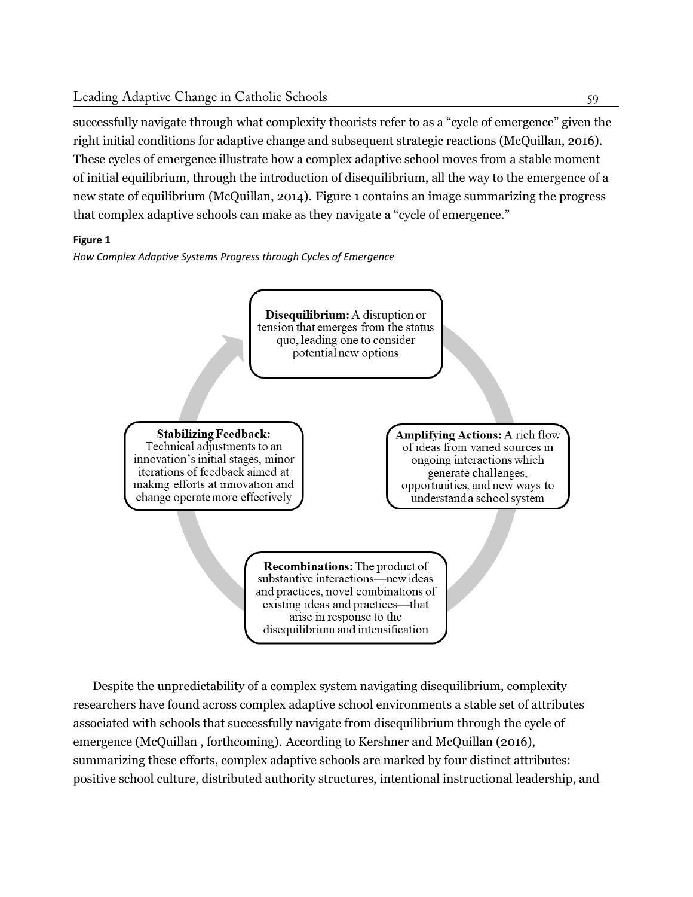successfully navigate through what complexity theorists refer to as a "cycle of emergence" given the right initial conditions for adaptive change and subsequent strategic reactions (McQuillan, 2016). These cycles of emergence illustrate how a complex adaptive school moves from a stable moment of initial equilibrium, through the introduction of disequilibrium, all the way to the emergence of a new state of equilibrium (McQuillan, 2014). Figure 1 contains an image summarizing the progress that complex adaptive schools can make as they navigate a "cycle of emergence."

**Figure 1**

*How Complex Adaptive Systems Progress through Cycles of Emergence*

**Disequilibrium:** A disruption or tension that emerges from the status quo, leading one to consider potential new options

**Amplifying Actions:** A rich flow of ideas from varied sources in ongoing interactions which generate challenges, opportunities, and new ways to understand a school system

**Recombinations:** The product of substantive interactions—new ideas and practices, novel combinations of existing ideas and practices—that arise in response to the disequilibrium and intensification

**Stabilizing Feedback:** Technical adjustments to an innovation's initial stages, minor iterations of feedback aimed at making efforts at innovation and change operate more effectively

Despite the unpredictability of a complex system navigating disequilibrium, complexity researchers have found across complex adaptive school environments a stable set of attributes associated with schools that successfully navigate from disequilibrium through the cycle of emergence (McQuillan , forthcoming). According to Kershner and McQuillan (2016), summarizing these efforts, complex adaptive schools are marked by four distinct attributes: positive school culture, distributed authority structures, intentional instructional leadership, and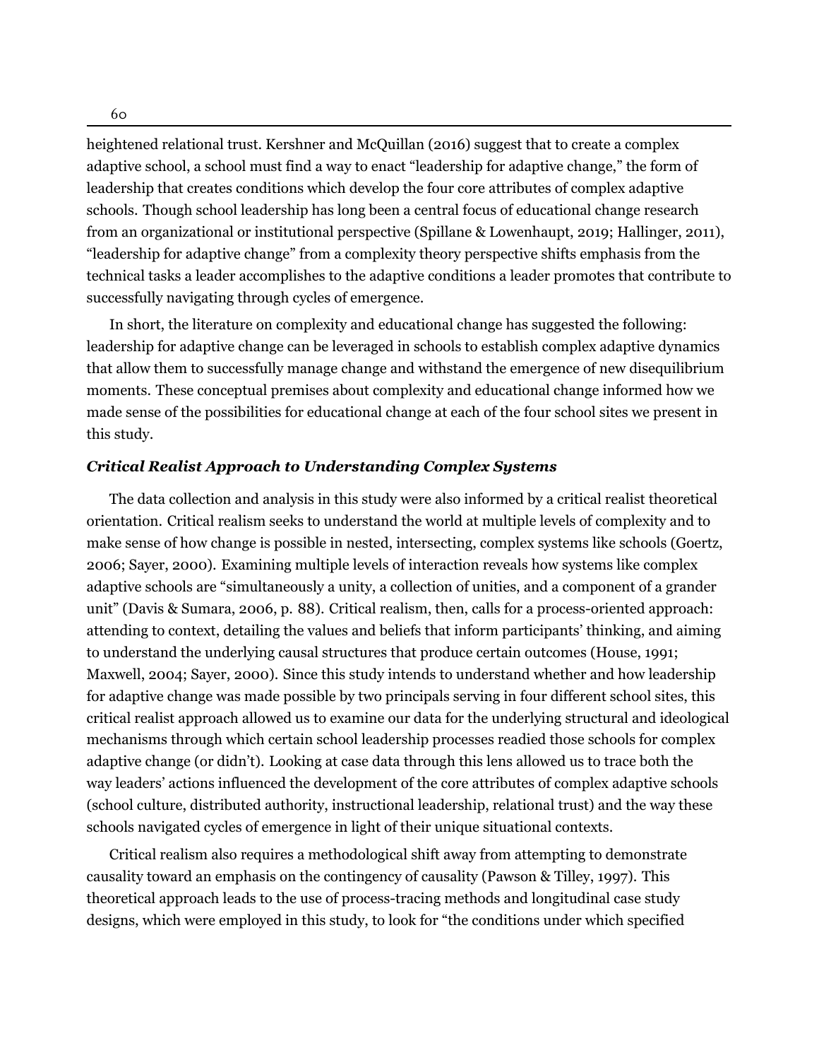heightened relational trust. Kershner and McQuillan (2016) suggest that to create a complex adaptive school, a school must find a way to enact "leadership for adaptive change," the form of leadership that creates conditions which develop the four core attributes of complex adaptive schools. Though school leadership has long been a central focus of educational change research from an organizational or institutional perspective (Spillane & Lowenhaupt, 2019; Hallinger, 2011), "leadership for adaptive change" from a complexity theory perspective shifts emphasis from the technical tasks a leader accomplishes to the adaptive conditions a leader promotes that contribute to successfully navigating through cycles of emergence.

In short, the literature on complexity and educational change has suggested the following: leadership for adaptive change can be leveraged in schools to establish complex adaptive dynamics that allow them to successfully manage change and withstand the emergence of new disequilibrium moments. These conceptual premises about complexity and educational change informed how we made sense of the possibilities for educational change at each of the four school sites we present in this study.

### *Critical Realist Approach to Understanding Complex Systems*

The data collection and analysis in this study were also informed by a critical realist theoretical orientation. Critical realism seeks to understand the world at multiple levels of complexity and to make sense of how change is possible in nested, intersecting, complex systems like schools (Goertz, 2006; Sayer, 2000). Examining multiple levels of interaction reveals how systems like complex adaptive schools are "simultaneously a unity, a collection of unities, and a component of a grander unit" (Davis & Sumara, 2006, p. 88). Critical realism, then, calls for a process-oriented approach: attending to context, detailing the values and beliefs that inform participants' thinking, and aiming to understand the underlying causal structures that produce certain outcomes (House, 1991; Maxwell, 2004; Sayer, 2000). Since this study intends to understand whether and how leadership for adaptive change was made possible by two principals serving in four different school sites, this critical realist approach allowed us to examine our data for the underlying structural and ideological mechanisms through which certain school leadership processes readied those schools for complex adaptive change (or didn't). Looking at case data through this lens allowed us to trace both the way leaders' actions influenced the development of the core attributes of complex adaptive schools (school culture, distributed authority, instructional leadership, relational trust) and the way these schools navigated cycles of emergence in light of their unique situational contexts.

Critical realism also requires a methodological shift away from attempting to demonstrate causality toward an emphasis on the contingency of causality (Pawson & Tilley, 1997). This theoretical approach leads to the use of process-tracing methods and longitudinal case study designs, which were employed in this study, to look for "the conditions under which specified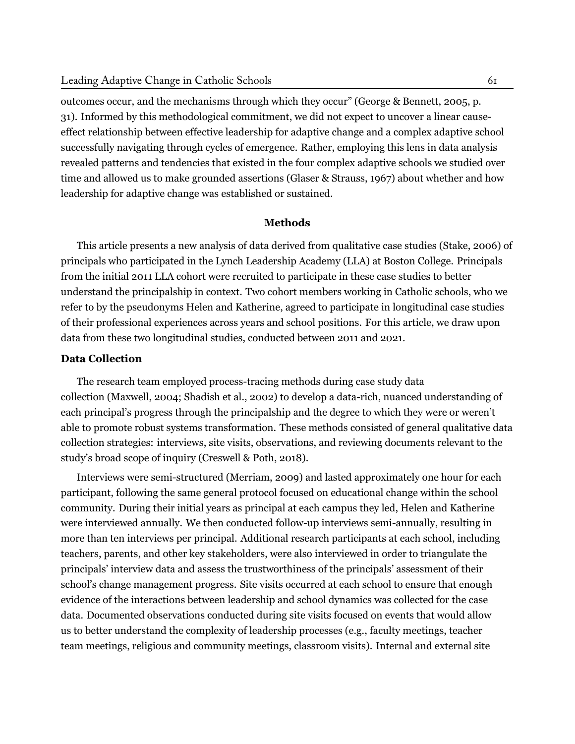outcomes occur, and the mechanisms through which they occur" (George & Bennett, 2005, p. 31). Informed by this methodological commitment, we did not expect to uncover a linear cause-effect relationship between effective leadership for adaptive change and a complex adaptive school successfully navigating through cycles of emergence. Rather, employing this lens in data analysis revealed patterns and tendencies that existed in the four complex adaptive schools we studied over time and allowed us to make grounded assertions (Glaser & Strauss, 1967) about whether and how leadership for adaptive change was established or sustained.

## Methods

This article presents a new analysis of data derived from qualitative case studies (Stake, 2006) of principals who participated in the Lynch Leadership Academy (LLA) at Boston College. Principals from the initial 2011 LLA cohort were recruited to participate in these case studies to better understand the principalship in context. Two cohort members working in Catholic schools, who we refer to by the pseudonyms Helen and Katherine, agreed to participate in longitudinal case studies of their professional experiences across years and school positions. For this article, we draw upon data from these two longitudinal studies, conducted between 2011 and 2021.

### Data Collection

The research team employed process-tracing methods during case study data collection (Maxwell, 2004; Shadish et al., 2002) to develop a data-rich, nuanced understanding of each principal's progress through the principalship and the degree to which they were or weren't able to promote robust systems transformation. These methods consisted of general qualitative data collection strategies: interviews, site visits, observations, and reviewing documents relevant to the study's broad scope of inquiry (Creswell & Poth, 2018).

Interviews were semi-structured (Merriam, 2009) and lasted approximately one hour for each participant, following the same general protocol focused on educational change within the school community. During their initial years as principal at each campus they led, Helen and Katherine were interviewed annually. We then conducted follow-up interviews semi-annually, resulting in more than ten interviews per principal. Additional research participants at each school, including teachers, parents, and other key stakeholders, were also interviewed in order to triangulate the principals' interview data and assess the trustworthiness of the principals' assessment of their school's change management progress. Site visits occurred at each school to ensure that enough evidence of the interactions between leadership and school dynamics was collected for the case data. Documented observations conducted during site visits focused on events that would allow us to better understand the complexity of leadership processes (e.g., faculty meetings, teacher team meetings, religious and community meetings, classroom visits). Internal and external site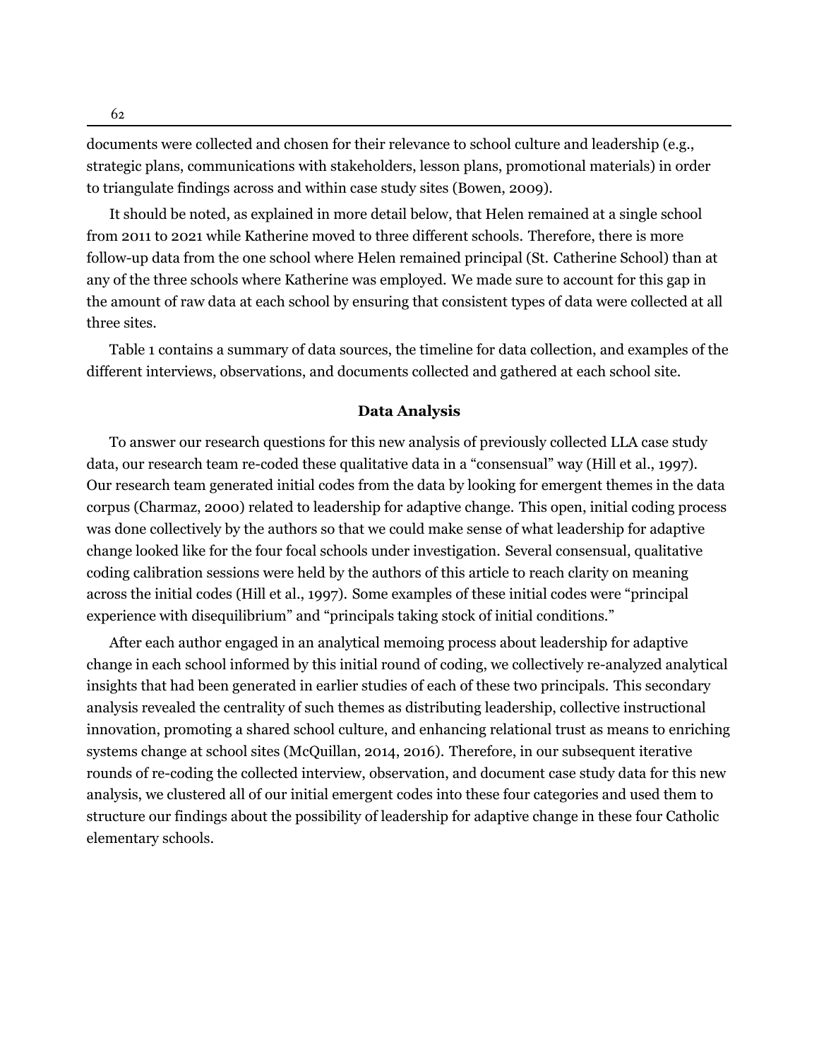documents were collected and chosen for their relevance to school culture and leadership (e.g., strategic plans, communications with stakeholders, lesson plans, promotional materials) in order to triangulate findings across and within case study sites (Bowen, 2009).

It should be noted, as explained in more detail below, that Helen remained at a single school from 2011 to 2021 while Katherine moved to three different schools. Therefore, there is more follow-up data from the one school where Helen remained principal (St. Catherine School) than at any of the three schools where Katherine was employed. We made sure to account for this gap in the amount of raw data at each school by ensuring that consistent types of data were collected at all three sites.

Table 1 contains a summary of data sources, the timeline for data collection, and examples of the different interviews, observations, and documents collected and gathered at each school site.

## Data Analysis

To answer our research questions for this new analysis of previously collected LLA case study data, our research team re-coded these qualitative data in a "consensual" way (Hill et al., 1997). Our research team generated initial codes from the data by looking for emergent themes in the data corpus (Charmaz, 2000) related to leadership for adaptive change. This open, initial coding process was done collectively by the authors so that we could make sense of what leadership for adaptive change looked like for the four focal schools under investigation. Several consensual, qualitative coding calibration sessions were held by the authors of this article to reach clarity on meaning across the initial codes (Hill et al., 1997). Some examples of these initial codes were "principal experience with disequilibrium" and "principals taking stock of initial conditions."

After each author engaged in an analytical memoing process about leadership for adaptive change in each school informed by this initial round of coding, we collectively re-analyzed analytical insights that had been generated in earlier studies of each of these two principals. This secondary analysis revealed the centrality of such themes as distributing leadership, collective instructional innovation, promoting a shared school culture, and enhancing relational trust as means to enriching systems change at school sites (McQuillan, 2014, 2016). Therefore, in our subsequent iterative rounds of re-coding the collected interview, observation, and document case study data for this new analysis, we clustered all of our initial emergent codes into these four categories and used them to structure our findings about the possibility of leadership for adaptive change in these four Catholic elementary schools.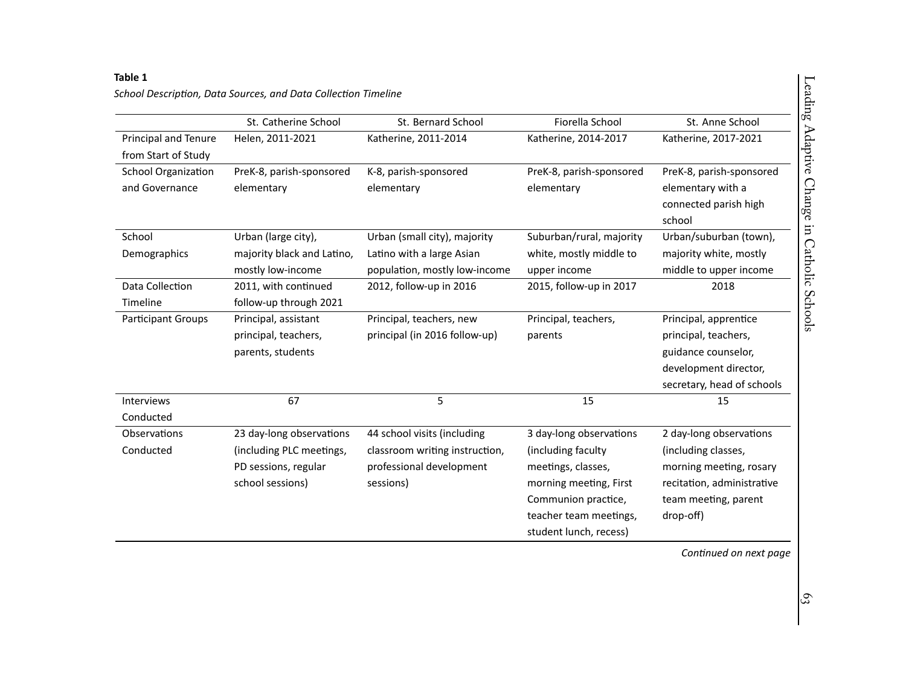**Table 1**

*School Description, Data Sources, and Data Collection Timeline*

| | St. Catherine School | St. Bernard School | Fiorella School | St. Anne School |
|---|---|---|---|---|
| Principal and Tenure from Start of Study | Helen, 2011-2021 | Katherine, 2011-2014 | Katherine, 2014-2017 | Katherine, 2017-2021 |
| School Organization and Governance | PreK-8, parish-sponsored elementary | K-8, parish-sponsored elementary | PreK-8, parish-sponsored elementary | PreK-8, parish-sponsored elementary with a connected parish high school |
| School Demographics | Urban (large city), majority black and Latino, mostly low-income | Urban (small city), majority Latino with a large Asian population, mostly low-income | Suburban/rural, majority white, mostly middle to upper income | Urban/suburban (town), majority white, mostly middle to upper income |
| Data Collection Timeline | 2011, with continued follow-up through 2021 | 2012, follow-up in 2016 | 2015, follow-up in 2017 | 2018 |
| Participant Groups | Principal, assistant principal, teachers, parents, students | Principal, teachers, new principal (in 2016 follow-up) | Principal, teachers, parents | Principal, apprentice principal, teachers, guidance counselor, development director, secretary, head of schools |
| Interviews Conducted | 67 | 5 | 15 | 15 |
| Observations Conducted | 23 day-long observations (including PLC meetings, PD sessions, regular school sessions) | 44 school visits (including classroom writing instruction, professional development sessions) | 3 day-long observations (including faculty meetings, classes, morning meeting, First Communion practice, teacher team meetings, student lunch, recess) | 2 day-long observations (including classes, morning meeting, rosary recitation, administrative team meeting, parent drop-off) |

*Continued on next page*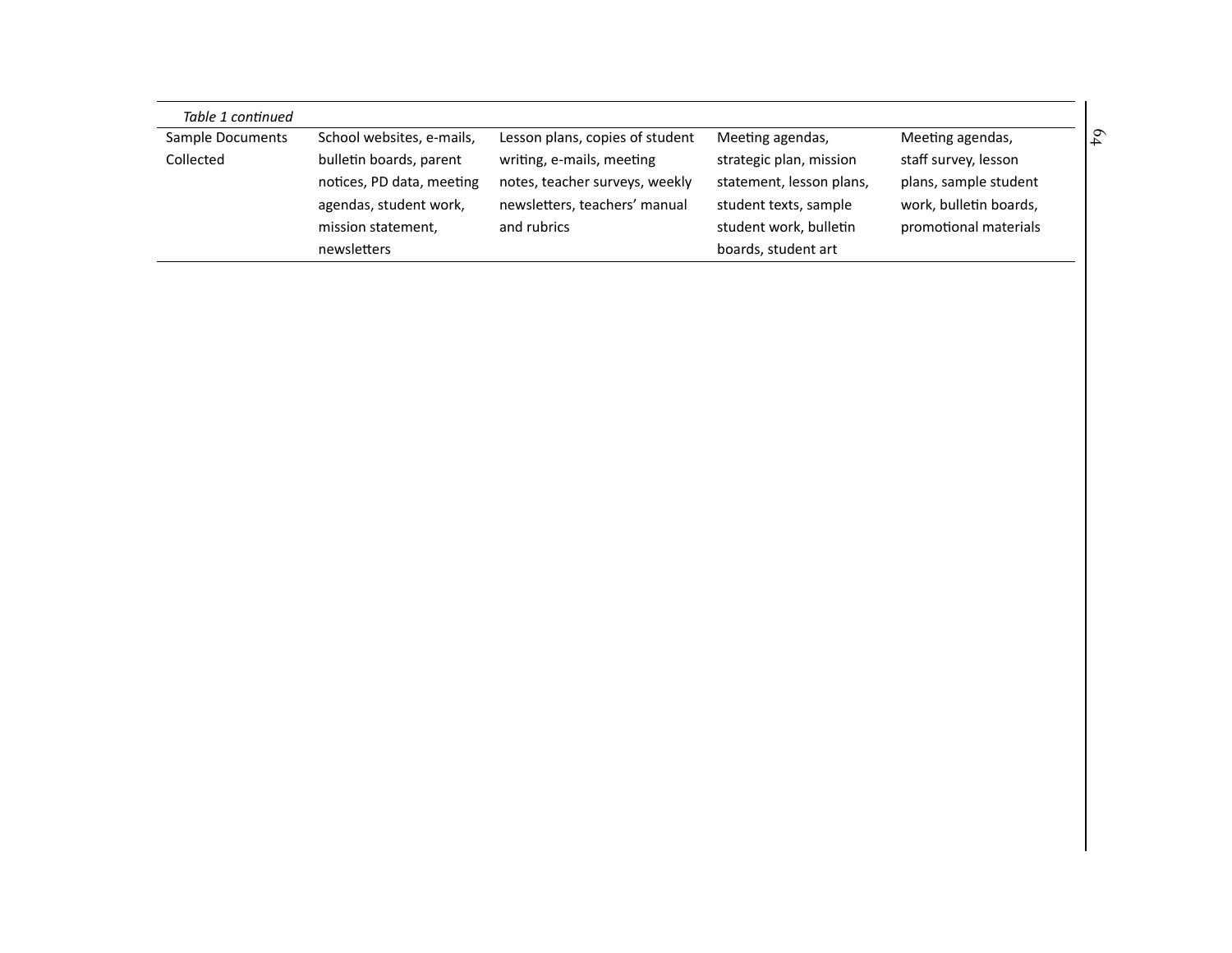*Table 1 continued*

| | | | | |
|---|---|---|---|---|
| Sample Documents Collected | School websites, e-mails, bulletin boards, parent notices, PD data, meeting agendas, student work, mission statement, newsletters | Lesson plans, copies of student writing, e-mails, meeting notes, teacher surveys, weekly newsletters, teachers' manual and rubrics | Meeting agendas, strategic plan, mission statement, lesson plans, student texts, sample student work, bulletin boards, student art | Meeting agendas, staff survey, lesson plans, sample student work, bulletin boards, promotional materials |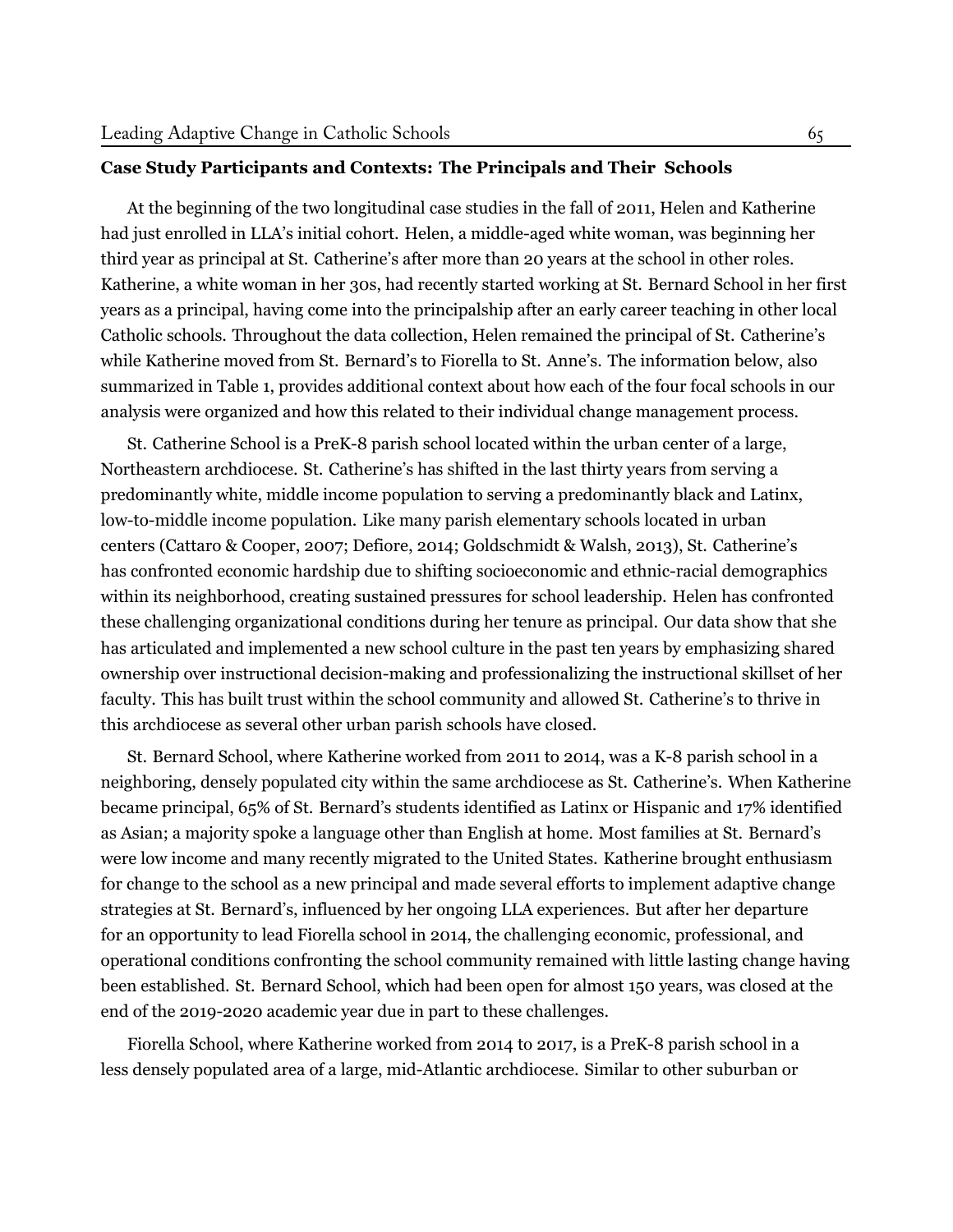**Case Study Participants and Contexts: The Principals and Their Schools**

At the beginning of the two longitudinal case studies in the fall of 2011, Helen and Katherine had just enrolled in LLA's initial cohort. Helen, a middle-aged white woman, was beginning her third year as principal at St. Catherine's after more than 20 years at the school in other roles. Katherine, a white woman in her 30s, had recently started working at St. Bernard School in her first years as a principal, having come into the principalship after an early career teaching in other local Catholic schools. Throughout the data collection, Helen remained the principal of St. Catherine's while Katherine moved from St. Bernard's to Fiorella to St. Anne's. The information below, also summarized in Table 1, provides additional context about how each of the four focal schools in our analysis were organized and how this related to their individual change management process.

St. Catherine School is a PreK-8 parish school located within the urban center of a large, Northeastern archdiocese. St. Catherine's has shifted in the last thirty years from serving a predominantly white, middle income population to serving a predominantly black and Latinx, low-to-middle income population. Like many parish elementary schools located in urban centers (Cattaro & Cooper, 2007; Defiore, 2014; Goldschmidt & Walsh, 2013), St. Catherine's has confronted economic hardship due to shifting socioeconomic and ethnic-racial demographics within its neighborhood, creating sustained pressures for school leadership. Helen has confronted these challenging organizational conditions during her tenure as principal. Our data show that she has articulated and implemented a new school culture in the past ten years by emphasizing shared ownership over instructional decision-making and professionalizing the instructional skillset of her faculty. This has built trust within the school community and allowed St. Catherine's to thrive in this archdiocese as several other urban parish schools have closed.

St. Bernard School, where Katherine worked from 2011 to 2014, was a K-8 parish school in a neighboring, densely populated city within the same archdiocese as St. Catherine's. When Katherine became principal, 65% of St. Bernard's students identified as Latinx or Hispanic and 17% identified as Asian; a majority spoke a language other than English at home. Most families at St. Bernard's were low income and many recently migrated to the United States. Katherine brought enthusiasm for change to the school as a new principal and made several efforts to implement adaptive change strategies at St. Bernard's, influenced by her ongoing LLA experiences. But after her departure for an opportunity to lead Fiorella school in 2014, the challenging economic, professional, and operational conditions confronting the school community remained with little lasting change having been established. St. Bernard School, which had been open for almost 150 years, was closed at the end of the 2019-2020 academic year due in part to these challenges.

Fiorella School, where Katherine worked from 2014 to 2017, is a PreK-8 parish school in a less densely populated area of a large, mid-Atlantic archdiocese. Similar to other suburban or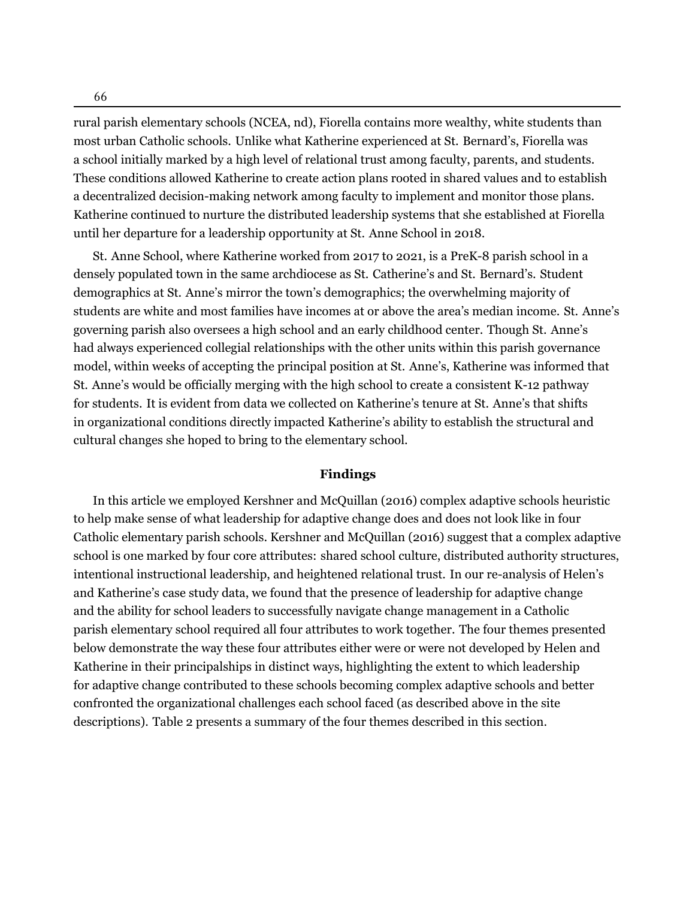rural parish elementary schools (NCEA, nd), Fiorella contains more wealthy, white students than most urban Catholic schools. Unlike what Katherine experienced at St. Bernard's, Fiorella was a school initially marked by a high level of relational trust among faculty, parents, and students. These conditions allowed Katherine to create action plans rooted in shared values and to establish a decentralized decision-making network among faculty to implement and monitor those plans. Katherine continued to nurture the distributed leadership systems that she established at Fiorella until her departure for a leadership opportunity at St. Anne School in 2018.

St. Anne School, where Katherine worked from 2017 to 2021, is a PreK-8 parish school in a densely populated town in the same archdiocese as St. Catherine's and St. Bernard's. Student demographics at St. Anne's mirror the town's demographics; the overwhelming majority of students are white and most families have incomes at or above the area's median income. St. Anne's governing parish also oversees a high school and an early childhood center. Though St. Anne's had always experienced collegial relationships with the other units within this parish governance model, within weeks of accepting the principal position at St. Anne's, Katherine was informed that St. Anne's would be officially merging with the high school to create a consistent K-12 pathway for students. It is evident from data we collected on Katherine's tenure at St. Anne's that shifts in organizational conditions directly impacted Katherine's ability to establish the structural and cultural changes she hoped to bring to the elementary school.

## Findings

In this article we employed Kershner and McQuillan (2016) complex adaptive schools heuristic to help make sense of what leadership for adaptive change does and does not look like in four Catholic elementary parish schools. Kershner and McQuillan (2016) suggest that a complex adaptive school is one marked by four core attributes: shared school culture, distributed authority structures, intentional instructional leadership, and heightened relational trust. In our re-analysis of Helen's and Katherine's case study data, we found that the presence of leadership for adaptive change and the ability for school leaders to successfully navigate change management in a Catholic parish elementary school required all four attributes to work together. The four themes presented below demonstrate the way these four attributes either were or were not developed by Helen and Katherine in their principalships in distinct ways, highlighting the extent to which leadership for adaptive change contributed to these schools becoming complex adaptive schools and better confronted the organizational challenges each school faced (as described above in the site descriptions). Table 2 presents a summary of the four themes described in this section.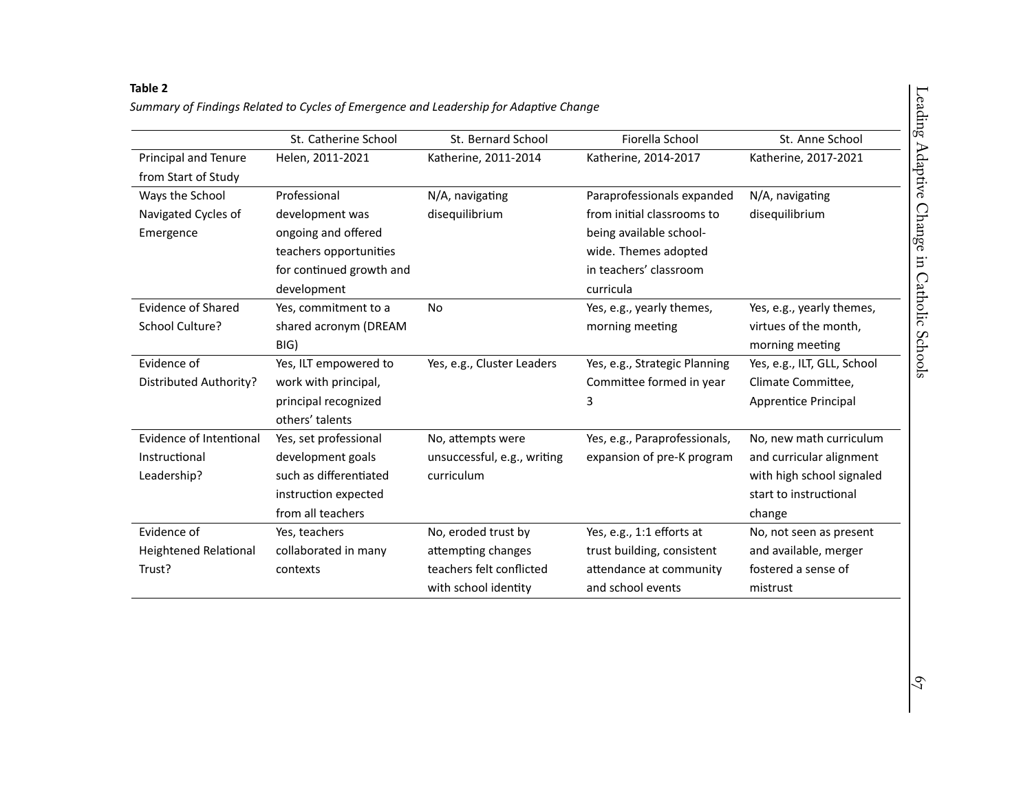**Table 2**

*Summary of Findings Related to Cycles of Emergence and Leadership for Adaptive Change*

| | St. Catherine School | St. Bernard School | Fiorella School | St. Anne School |
|---|---|---|---|---|
| Principal and Tenure from Start of Study | Helen, 2011-2021 | Katherine, 2011-2014 | Katherine, 2014-2017 | Katherine, 2017-2021 |
| Ways the School Navigated Cycles of Emergence | Professional development was ongoing and offered teachers opportunities for continued growth and development | N/A, navigating disequilibrium | Paraprofessionals expanded from initial classrooms to being available school-wide. Themes adopted in teachers' classroom curricula | N/A, navigating disequilibrium |
| Evidence of Shared School Culture? | Yes, commitment to a shared acronym (DREAM BIG) | No | Yes, e.g., yearly themes, morning meeting | Yes, e.g., yearly themes, virtues of the month, morning meeting |
| Evidence of Distributed Authority? | Yes, ILT empowered to work with principal, principal recognized others' talents | Yes, e.g., Cluster Leaders | Yes, e.g., Strategic Planning Committee formed in year 3 | Yes, e.g., ILT, GLL, School Climate Committee, Apprentice Principal |
| Evidence of Intentional Instructional Leadership? | Yes, set professional development goals such as differentiated instruction expected from all teachers | No, attempts were unsuccessful, e.g., writing curriculum | Yes, e.g., Paraprofessionals, expansion of pre-K program | No, new math curriculum and curricular alignment with high school signaled start to instructional change |
| Evidence of Heightened Relational Trust? | Yes, teachers collaborated in many contexts | No, eroded trust by attempting changes teachers felt conflicted with school identity | Yes, e.g., 1:1 efforts at trust building, consistent attendance at community and school events | No, not seen as present and available, merger fostered a sense of mistrust |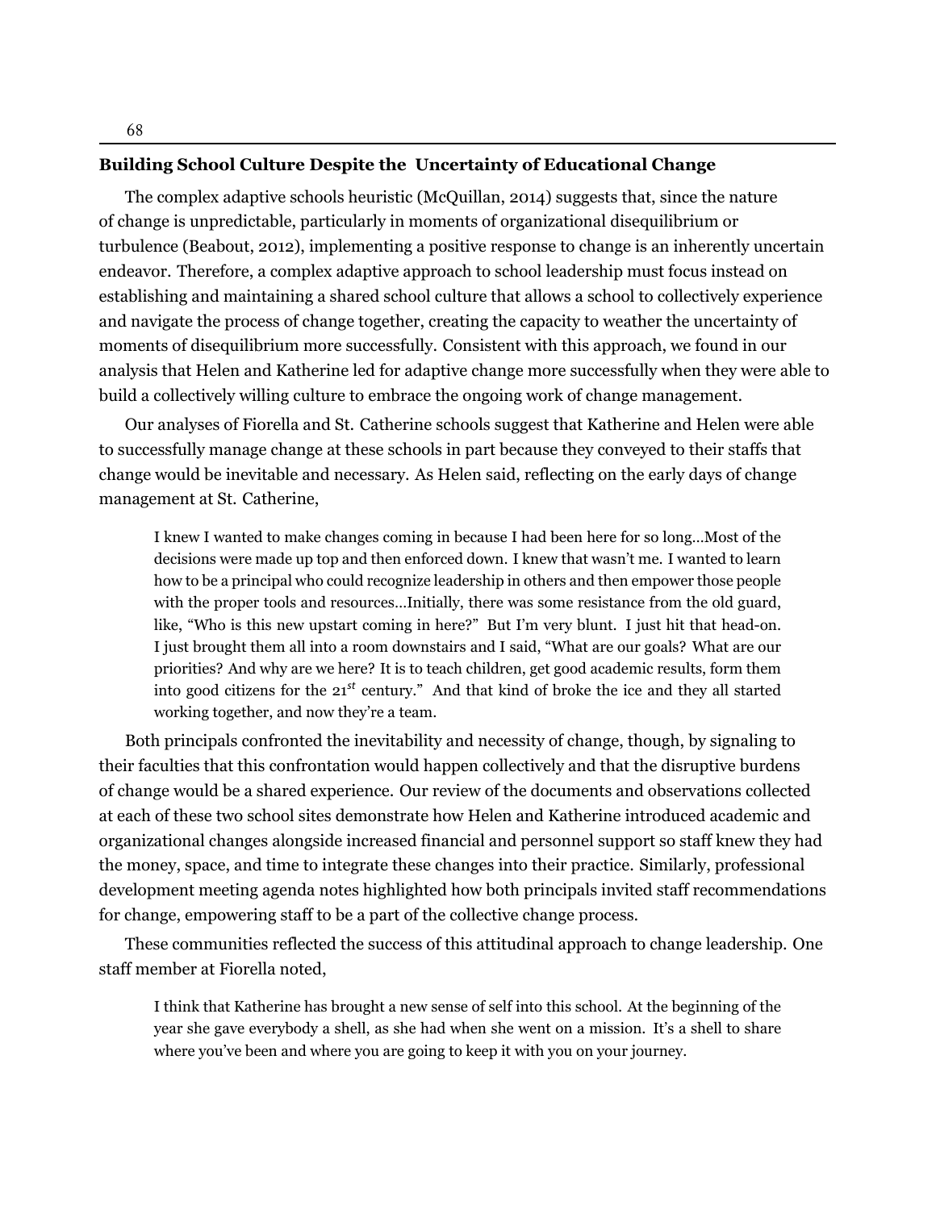## Building School Culture Despite the Uncertainty of Educational Change

The complex adaptive schools heuristic (McQuillan, 2014) suggests that, since the nature of change is unpredictable, particularly in moments of organizational disequilibrium or turbulence (Beabout, 2012), implementing a positive response to change is an inherently uncertain endeavor. Therefore, a complex adaptive approach to school leadership must focus instead on establishing and maintaining a shared school culture that allows a school to collectively experience and navigate the process of change together, creating the capacity to weather the uncertainty of moments of disequilibrium more successfully. Consistent with this approach, we found in our analysis that Helen and Katherine led for adaptive change more successfully when they were able to build a collectively willing culture to embrace the ongoing work of change management.

Our analyses of Fiorella and St. Catherine schools suggest that Katherine and Helen were able to successfully manage change at these schools in part because they conveyed to their staffs that change would be inevitable and necessary. As Helen said, reflecting on the early days of change management at St. Catherine,

> I knew I wanted to make changes coming in because I had been here for so long…Most of the decisions were made up top and then enforced down. I knew that wasn't me. I wanted to learn how to be a principal who could recognize leadership in others and then empower those people with the proper tools and resources…Initially, there was some resistance from the old guard, like, "Who is this new upstart coming in here?" But I'm very blunt. I just hit that head-on. I just brought them all into a room downstairs and I said, "What are our goals? What are our priorities? And why are we here? It is to teach children, get good academic results, form them into good citizens for the 21*st* century." And that kind of broke the ice and they all started working together, and now they're a team.

Both principals confronted the inevitability and necessity of change, though, by signaling to their faculties that this confrontation would happen collectively and that the disruptive burdens of change would be a shared experience. Our review of the documents and observations collected at each of these two school sites demonstrate how Helen and Katherine introduced academic and organizational changes alongside increased financial and personnel support so staff knew they had the money, space, and time to integrate these changes into their practice. Similarly, professional development meeting agenda notes highlighted how both principals invited staff recommendations for change, empowering staff to be a part of the collective change process.

These communities reflected the success of this attitudinal approach to change leadership. One staff member at Fiorella noted,

> I think that Katherine has brought a new sense of self into this school. At the beginning of the year she gave everybody a shell, as she had when she went on a mission. It's a shell to share where you've been and where you are going to keep it with you on your journey.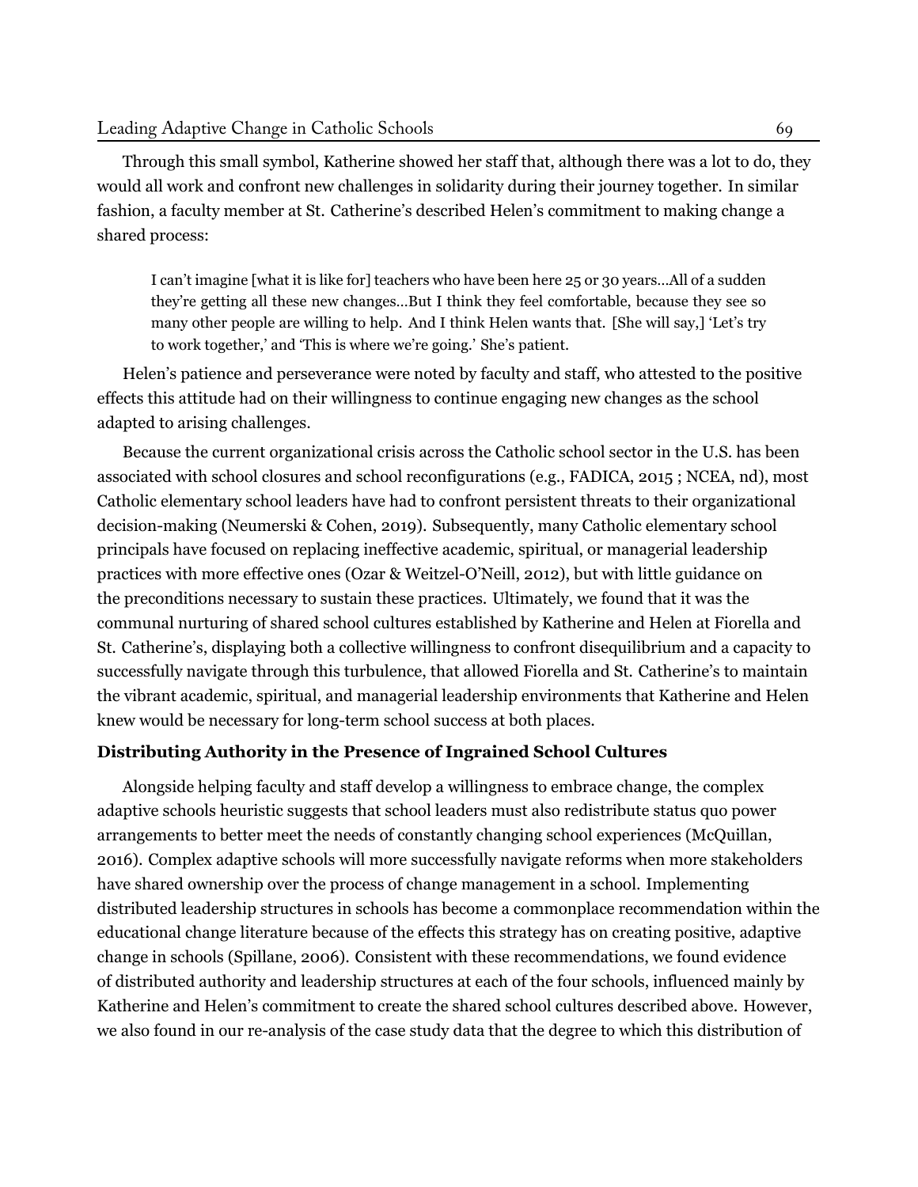Through this small symbol, Katherine showed her staff that, although there was a lot to do, they would all work and confront new challenges in solidarity during their journey together. In similar fashion, a faculty member at St. Catherine's described Helen's commitment to making change a shared process:

> I can't imagine [what it is like for] teachers who have been here 25 or 30 years…All of a sudden they're getting all these new changes…But I think they feel comfortable, because they see so many other people are willing to help. And I think Helen wants that. [She will say,] 'Let's try to work together,' and 'This is where we're going.' She's patient.

Helen's patience and perseverance were noted by faculty and staff, who attested to the positive effects this attitude had on their willingness to continue engaging new changes as the school adapted to arising challenges.

Because the current organizational crisis across the Catholic school sector in the U.S. has been associated with school closures and school reconfigurations (e.g., FADICA, 2015 ; NCEA, nd), most Catholic elementary school leaders have had to confront persistent threats to their organizational decision-making (Neumerski & Cohen, 2019). Subsequently, many Catholic elementary school principals have focused on replacing ineffective academic, spiritual, or managerial leadership practices with more effective ones (Ozar & Weitzel-O'Neill, 2012), but with little guidance on the preconditions necessary to sustain these practices. Ultimately, we found that it was the communal nurturing of shared school cultures established by Katherine and Helen at Fiorella and St. Catherine's, displaying both a collective willingness to confront disequilibrium and a capacity to successfully navigate through this turbulence, that allowed Fiorella and St. Catherine's to maintain the vibrant academic, spiritual, and managerial leadership environments that Katherine and Helen knew would be necessary for long-term school success at both places.

### Distributing Authority in the Presence of Ingrained School Cultures

Alongside helping faculty and staff develop a willingness to embrace change, the complex adaptive schools heuristic suggests that school leaders must also redistribute status quo power arrangements to better meet the needs of constantly changing school experiences (McQuillan, 2016). Complex adaptive schools will more successfully navigate reforms when more stakeholders have shared ownership over the process of change management in a school. Implementing distributed leadership structures in schools has become a commonplace recommendation within the educational change literature because of the effects this strategy has on creating positive, adaptive change in schools (Spillane, 2006). Consistent with these recommendations, we found evidence of distributed authority and leadership structures at each of the four schools, influenced mainly by Katherine and Helen's commitment to create the shared school cultures described above. However, we also found in our re-analysis of the case study data that the degree to which this distribution of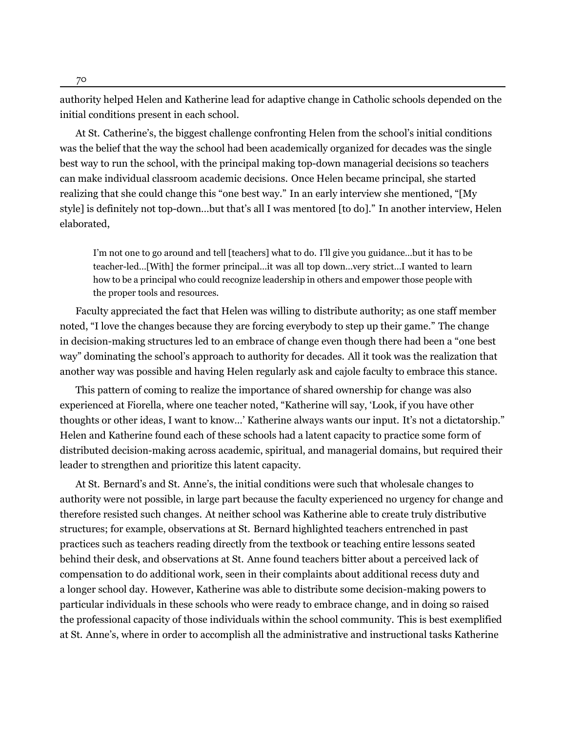authority helped Helen and Katherine lead for adaptive change in Catholic schools depended on the initial conditions present in each school.

At St. Catherine's, the biggest challenge confronting Helen from the school's initial conditions was the belief that the way the school had been academically organized for decades was the single best way to run the school, with the principal making top-down managerial decisions so teachers can make individual classroom academic decisions. Once Helen became principal, she started realizing that she could change this "one best way." In an early interview she mentioned, "[My style] is definitely not top-down…but that's all I was mentored [to do]." In another interview, Helen elaborated,

> I'm not one to go around and tell [teachers] what to do. I'll give you guidance…but it has to be teacher-led…[With] the former principal…it was all top down…very strict…I wanted to learn how to be a principal who could recognize leadership in others and empower those people with the proper tools and resources.

Faculty appreciated the fact that Helen was willing to distribute authority; as one staff member noted, "I love the changes because they are forcing everybody to step up their game." The change in decision-making structures led to an embrace of change even though there had been a "one best way" dominating the school's approach to authority for decades. All it took was the realization that another way was possible and having Helen regularly ask and cajole faculty to embrace this stance.

This pattern of coming to realize the importance of shared ownership for change was also experienced at Fiorella, where one teacher noted, "Katherine will say, 'Look, if you have other thoughts or other ideas, I want to know…' Katherine always wants our input. It's not a dictatorship." Helen and Katherine found each of these schools had a latent capacity to practice some form of distributed decision-making across academic, spiritual, and managerial domains, but required their leader to strengthen and prioritize this latent capacity.

At St. Bernard's and St. Anne's, the initial conditions were such that wholesale changes to authority were not possible, in large part because the faculty experienced no urgency for change and therefore resisted such changes. At neither school was Katherine able to create truly distributive structures; for example, observations at St. Bernard highlighted teachers entrenched in past practices such as teachers reading directly from the textbook or teaching entire lessons seated behind their desk, and observations at St. Anne found teachers bitter about a perceived lack of compensation to do additional work, seen in their complaints about additional recess duty and a longer school day. However, Katherine was able to distribute some decision-making powers to particular individuals in these schools who were ready to embrace change, and in doing so raised the professional capacity of those individuals within the school community. This is best exemplified at St. Anne's, where in order to accomplish all the administrative and instructional tasks Katherine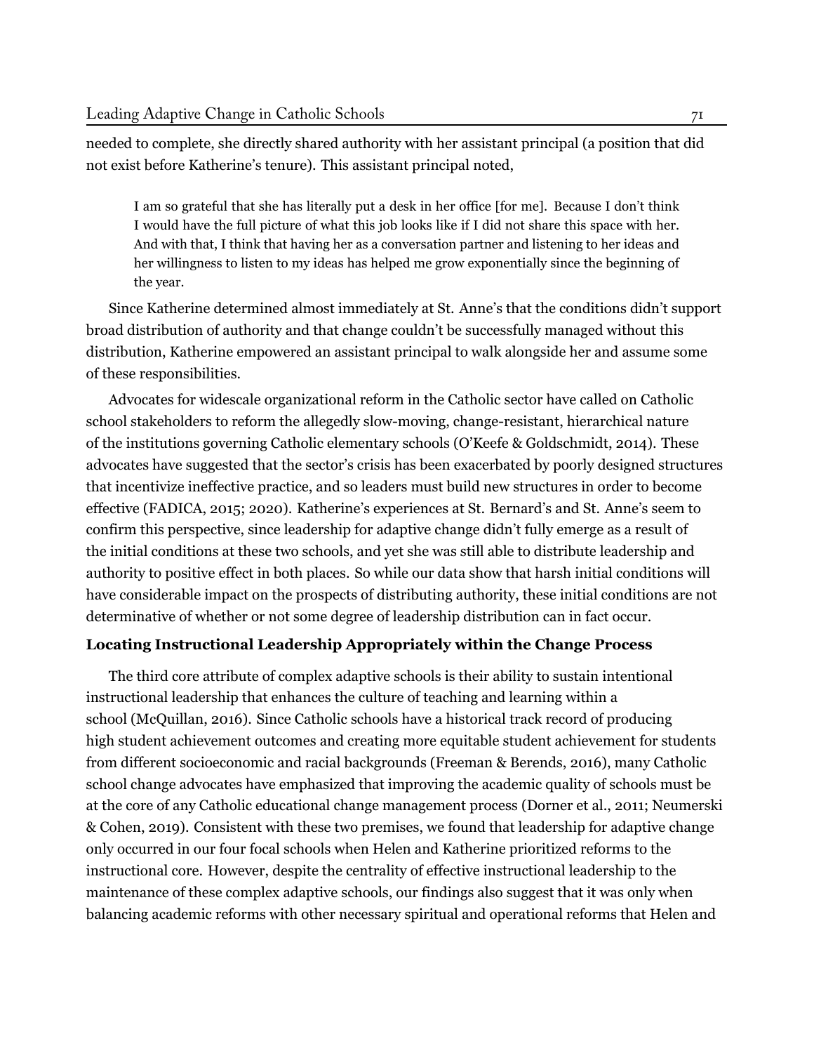needed to complete, she directly shared authority with her assistant principal (a position that did not exist before Katherine's tenure). This assistant principal noted,

> I am so grateful that she has literally put a desk in her office [for me]. Because I don't think I would have the full picture of what this job looks like if I did not share this space with her. And with that, I think that having her as a conversation partner and listening to her ideas and her willingness to listen to my ideas has helped me grow exponentially since the beginning of the year.

Since Katherine determined almost immediately at St. Anne's that the conditions didn't support broad distribution of authority and that change couldn't be successfully managed without this distribution, Katherine empowered an assistant principal to walk alongside her and assume some of these responsibilities.

Advocates for widescale organizational reform in the Catholic sector have called on Catholic school stakeholders to reform the allegedly slow-moving, change-resistant, hierarchical nature of the institutions governing Catholic elementary schools (O'Keefe & Goldschmidt, 2014). These advocates have suggested that the sector's crisis has been exacerbated by poorly designed structures that incentivize ineffective practice, and so leaders must build new structures in order to become effective (FADICA, 2015; 2020). Katherine's experiences at St. Bernard's and St. Anne's seem to confirm this perspective, since leadership for adaptive change didn't fully emerge as a result of the initial conditions at these two schools, and yet she was still able to distribute leadership and authority to positive effect in both places. So while our data show that harsh initial conditions will have considerable impact on the prospects of distributing authority, these initial conditions are not determinative of whether or not some degree of leadership distribution can in fact occur.

**Locating Instructional Leadership Appropriately within the Change Process**

The third core attribute of complex adaptive schools is their ability to sustain intentional instructional leadership that enhances the culture of teaching and learning within a school (McQuillan, 2016). Since Catholic schools have a historical track record of producing high student achievement outcomes and creating more equitable student achievement for students from different socioeconomic and racial backgrounds (Freeman & Berends, 2016), many Catholic school change advocates have emphasized that improving the academic quality of schools must be at the core of any Catholic educational change management process (Dorner et al., 2011; Neumerski & Cohen, 2019). Consistent with these two premises, we found that leadership for adaptive change only occurred in our four focal schools when Helen and Katherine prioritized reforms to the instructional core. However, despite the centrality of effective instructional leadership to the maintenance of these complex adaptive schools, our findings also suggest that it was only when balancing academic reforms with other necessary spiritual and operational reforms that Helen and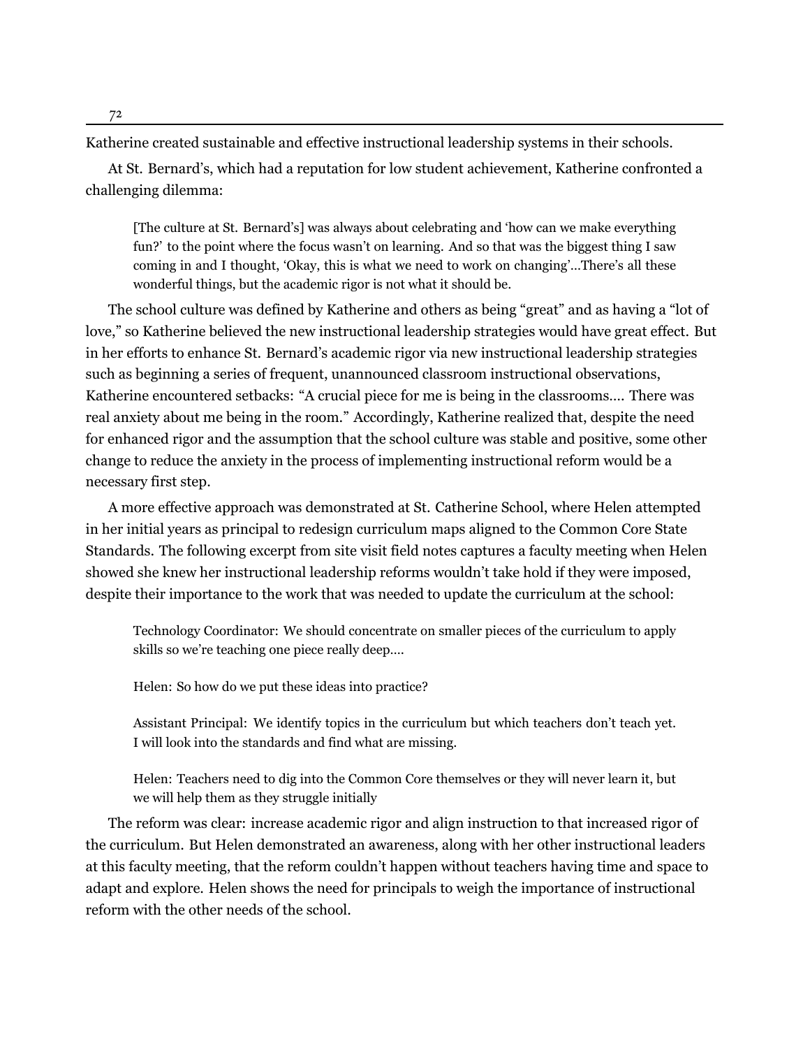Katherine created sustainable and effective instructional leadership systems in their schools.

At St. Bernard's, which had a reputation for low student achievement, Katherine confronted a challenging dilemma:

> [The culture at St. Bernard's] was always about celebrating and 'how can we make everything fun?' to the point where the focus wasn't on learning. And so that was the biggest thing I saw coming in and I thought, 'Okay, this is what we need to work on changing'...There's all these wonderful things, but the academic rigor is not what it should be.

The school culture was defined by Katherine and others as being "great" and as having a "lot of love," so Katherine believed the new instructional leadership strategies would have great effect. But in her efforts to enhance St. Bernard's academic rigor via new instructional leadership strategies such as beginning a series of frequent, unannounced classroom instructional observations, Katherine encountered setbacks: "A crucial piece for me is being in the classrooms.... There was real anxiety about me being in the room." Accordingly, Katherine realized that, despite the need for enhanced rigor and the assumption that the school culture was stable and positive, some other change to reduce the anxiety in the process of implementing instructional reform would be a necessary first step.

A more effective approach was demonstrated at St. Catherine School, where Helen attempted in her initial years as principal to redesign curriculum maps aligned to the Common Core State Standards. The following excerpt from site visit field notes captures a faculty meeting when Helen showed she knew her instructional leadership reforms wouldn't take hold if they were imposed, despite their importance to the work that was needed to update the curriculum at the school:

> Technology Coordinator: We should concentrate on smaller pieces of the curriculum to apply skills so we're teaching one piece really deep....
>
> Helen: So how do we put these ideas into practice?
>
> Assistant Principal: We identify topics in the curriculum but which teachers don't teach yet. I will look into the standards and find what are missing.
>
> Helen: Teachers need to dig into the Common Core themselves or they will never learn it, but we will help them as they struggle initially

The reform was clear: increase academic rigor and align instruction to that increased rigor of the curriculum. But Helen demonstrated an awareness, along with her other instructional leaders at this faculty meeting, that the reform couldn't happen without teachers having time and space to adapt and explore. Helen shows the need for principals to weigh the importance of instructional reform with the other needs of the school.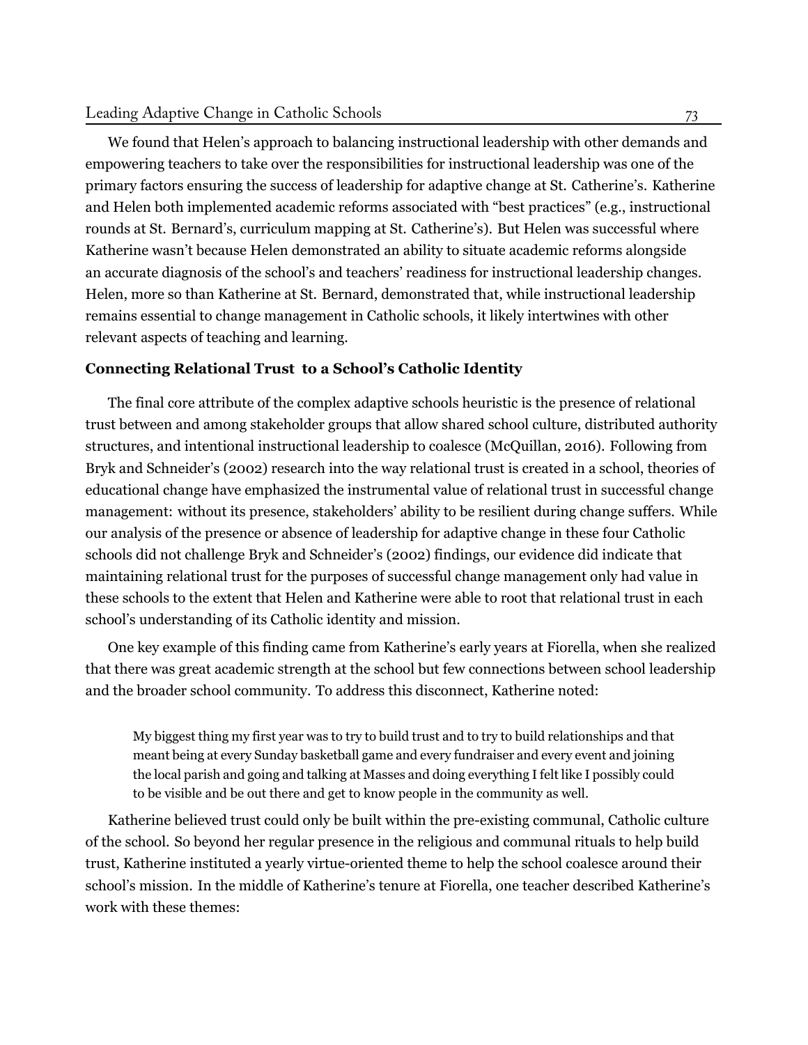We found that Helen's approach to balancing instructional leadership with other demands and empowering teachers to take over the responsibilities for instructional leadership was one of the primary factors ensuring the success of leadership for adaptive change at St. Catherine's. Katherine and Helen both implemented academic reforms associated with "best practices" (e.g., instructional rounds at St. Bernard's, curriculum mapping at St. Catherine's). But Helen was successful where Katherine wasn't because Helen demonstrated an ability to situate academic reforms alongside an accurate diagnosis of the school's and teachers' readiness for instructional leadership changes. Helen, more so than Katherine at St. Bernard, demonstrated that, while instructional leadership remains essential to change management in Catholic schools, it likely intertwines with other relevant aspects of teaching and learning.

### Connecting Relational Trust to a School's Catholic Identity

The final core attribute of the complex adaptive schools heuristic is the presence of relational trust between and among stakeholder groups that allow shared school culture, distributed authority structures, and intentional instructional leadership to coalesce (McQuillan, 2016). Following from Bryk and Schneider's (2002) research into the way relational trust is created in a school, theories of educational change have emphasized the instrumental value of relational trust in successful change management: without its presence, stakeholders' ability to be resilient during change suffers. While our analysis of the presence or absence of leadership for adaptive change in these four Catholic schools did not challenge Bryk and Schneider's (2002) findings, our evidence did indicate that maintaining relational trust for the purposes of successful change management only had value in these schools to the extent that Helen and Katherine were able to root that relational trust in each school's understanding of its Catholic identity and mission.

One key example of this finding came from Katherine's early years at Fiorella, when she realized that there was great academic strength at the school but few connections between school leadership and the broader school community. To address this disconnect, Katherine noted:

> My biggest thing my first year was to try to build trust and to try to build relationships and that meant being at every Sunday basketball game and every fundraiser and every event and joining the local parish and going and talking at Masses and doing everything I felt like I possibly could to be visible and be out there and get to know people in the community as well.

Katherine believed trust could only be built within the pre-existing communal, Catholic culture of the school. So beyond her regular presence in the religious and communal rituals to help build trust, Katherine instituted a yearly virtue-oriented theme to help the school coalesce around their school's mission. In the middle of Katherine's tenure at Fiorella, one teacher described Katherine's work with these themes: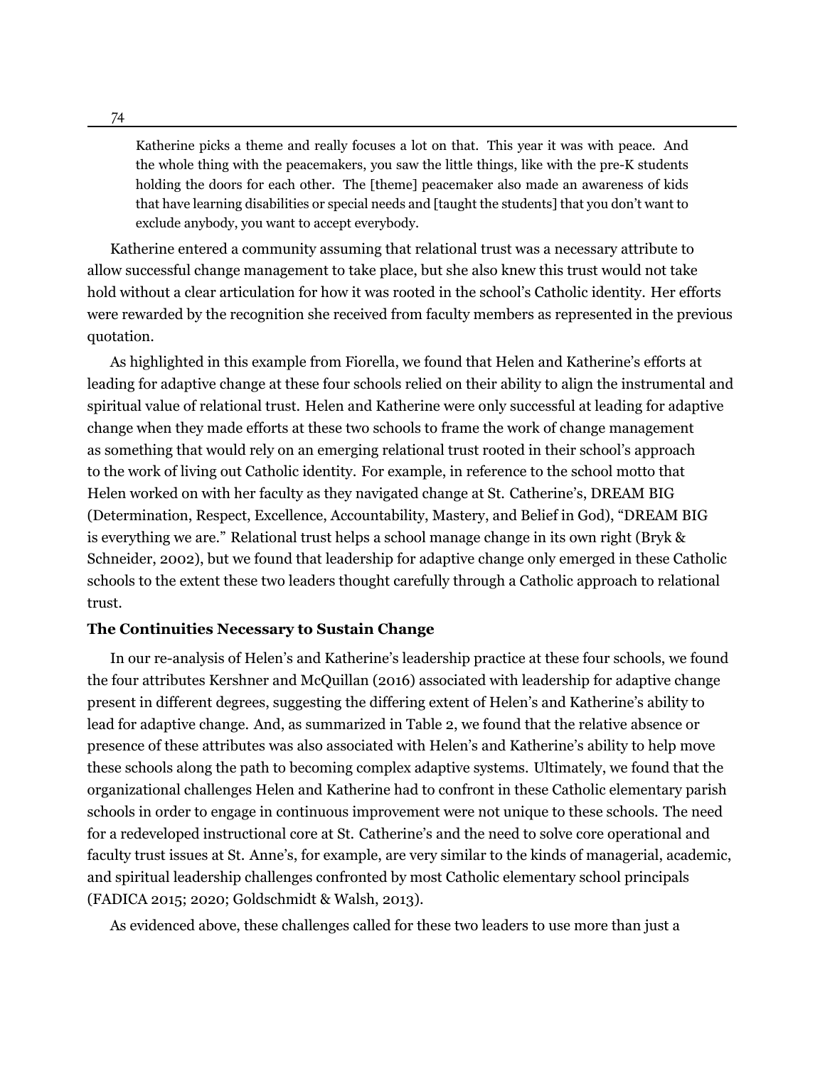> Katherine picks a theme and really focuses a lot on that. This year it was with peace. And the whole thing with the peacemakers, you saw the little things, like with the pre-K students holding the doors for each other. The [theme] peacemaker also made an awareness of kids that have learning disabilities or special needs and [taught the students] that you don't want to exclude anybody, you want to accept everybody.

Katherine entered a community assuming that relational trust was a necessary attribute to allow successful change management to take place, but she also knew this trust would not take hold without a clear articulation for how it was rooted in the school's Catholic identity. Her efforts were rewarded by the recognition she received from faculty members as represented in the previous quotation.

As highlighted in this example from Fiorella, we found that Helen and Katherine's efforts at leading for adaptive change at these four schools relied on their ability to align the instrumental and spiritual value of relational trust. Helen and Katherine were only successful at leading for adaptive change when they made efforts at these two schools to frame the work of change management as something that would rely on an emerging relational trust rooted in their school's approach to the work of living out Catholic identity. For example, in reference to the school motto that Helen worked on with her faculty as they navigated change at St. Catherine's, DREAM BIG (Determination, Respect, Excellence, Accountability, Mastery, and Belief in God), "DREAM BIG is everything we are." Relational trust helps a school manage change in its own right (Bryk & Schneider, 2002), but we found that leadership for adaptive change only emerged in these Catholic schools to the extent these two leaders thought carefully through a Catholic approach to relational trust.

**The Continuities Necessary to Sustain Change**

In our re-analysis of Helen's and Katherine's leadership practice at these four schools, we found the four attributes Kershner and McQuillan (2016) associated with leadership for adaptive change present in different degrees, suggesting the differing extent of Helen's and Katherine's ability to lead for adaptive change. And, as summarized in Table 2, we found that the relative absence or presence of these attributes was also associated with Helen's and Katherine's ability to help move these schools along the path to becoming complex adaptive systems. Ultimately, we found that the organizational challenges Helen and Katherine had to confront in these Catholic elementary parish schools in order to engage in continuous improvement were not unique to these schools. The need for a redeveloped instructional core at St. Catherine's and the need to solve core operational and faculty trust issues at St. Anne's, for example, are very similar to the kinds of managerial, academic, and spiritual leadership challenges confronted by most Catholic elementary school principals (FADICA 2015; 2020; Goldschmidt & Walsh, 2013).

As evidenced above, these challenges called for these two leaders to use more than just a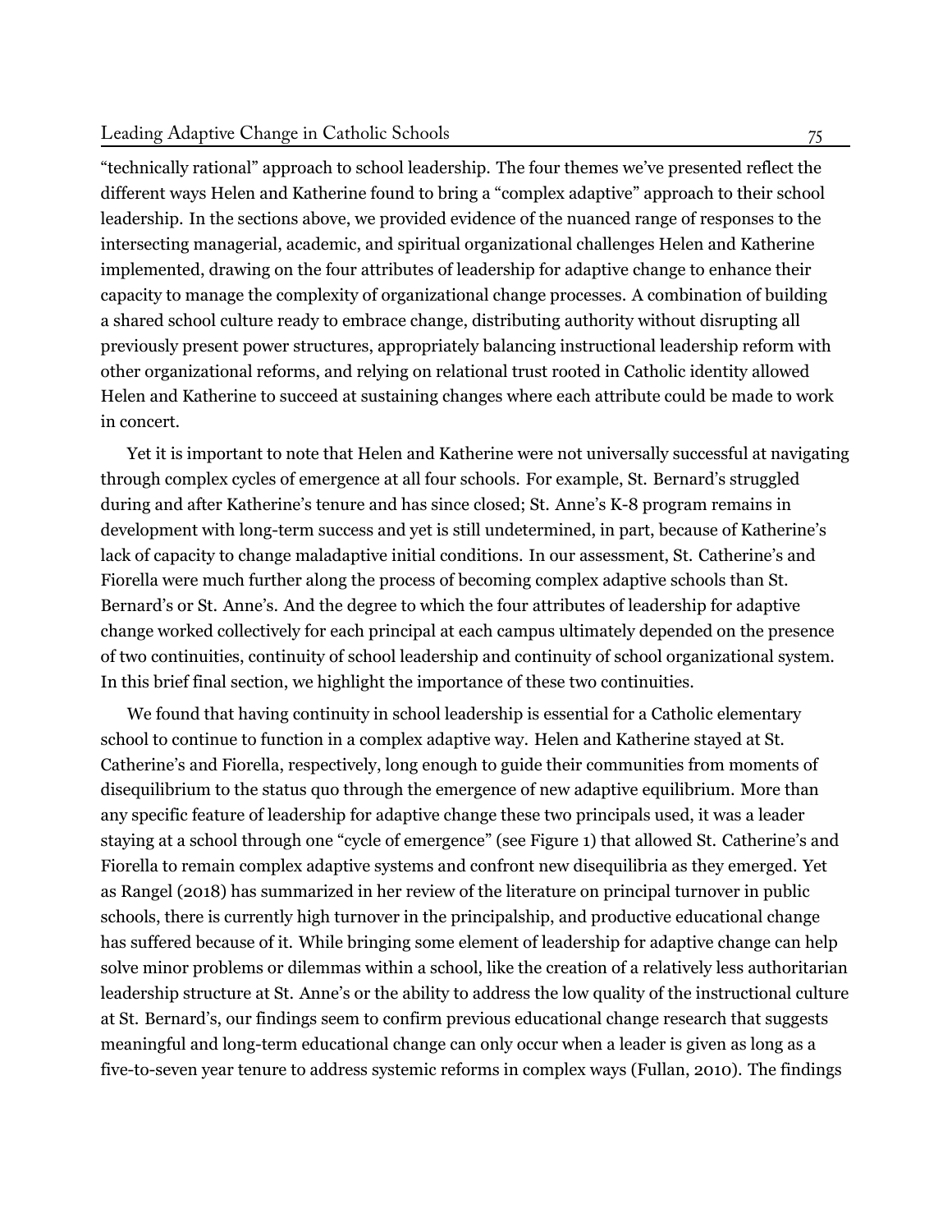"technically rational" approach to school leadership. The four themes we've presented reflect the different ways Helen and Katherine found to bring a "complex adaptive" approach to their school leadership. In the sections above, we provided evidence of the nuanced range of responses to the intersecting managerial, academic, and spiritual organizational challenges Helen and Katherine implemented, drawing on the four attributes of leadership for adaptive change to enhance their capacity to manage the complexity of organizational change processes. A combination of building a shared school culture ready to embrace change, distributing authority without disrupting all previously present power structures, appropriately balancing instructional leadership reform with other organizational reforms, and relying on relational trust rooted in Catholic identity allowed Helen and Katherine to succeed at sustaining changes where each attribute could be made to work in concert.

Yet it is important to note that Helen and Katherine were not universally successful at navigating through complex cycles of emergence at all four schools. For example, St. Bernard's struggled during and after Katherine's tenure and has since closed; St. Anne's K-8 program remains in development with long-term success and yet is still undetermined, in part, because of Katherine's lack of capacity to change maladaptive initial conditions. In our assessment, St. Catherine's and Fiorella were much further along the process of becoming complex adaptive schools than St. Bernard's or St. Anne's. And the degree to which the four attributes of leadership for adaptive change worked collectively for each principal at each campus ultimately depended on the presence of two continuities, continuity of school leadership and continuity of school organizational system. In this brief final section, we highlight the importance of these two continuities.

We found that having continuity in school leadership is essential for a Catholic elementary school to continue to function in a complex adaptive way. Helen and Katherine stayed at St. Catherine's and Fiorella, respectively, long enough to guide their communities from moments of disequilibrium to the status quo through the emergence of new adaptive equilibrium. More than any specific feature of leadership for adaptive change these two principals used, it was a leader staying at a school through one "cycle of emergence" (see Figure 1) that allowed St. Catherine's and Fiorella to remain complex adaptive systems and confront new disequilibria as they emerged. Yet as Rangel (2018) has summarized in her review of the literature on principal turnover in public schools, there is currently high turnover in the principalship, and productive educational change has suffered because of it. While bringing some element of leadership for adaptive change can help solve minor problems or dilemmas within a school, like the creation of a relatively less authoritarian leadership structure at St. Anne's or the ability to address the low quality of the instructional culture at St. Bernard's, our findings seem to confirm previous educational change research that suggests meaningful and long-term educational change can only occur when a leader is given as long as a five-to-seven year tenure to address systemic reforms in complex ways (Fullan, 2010). The findings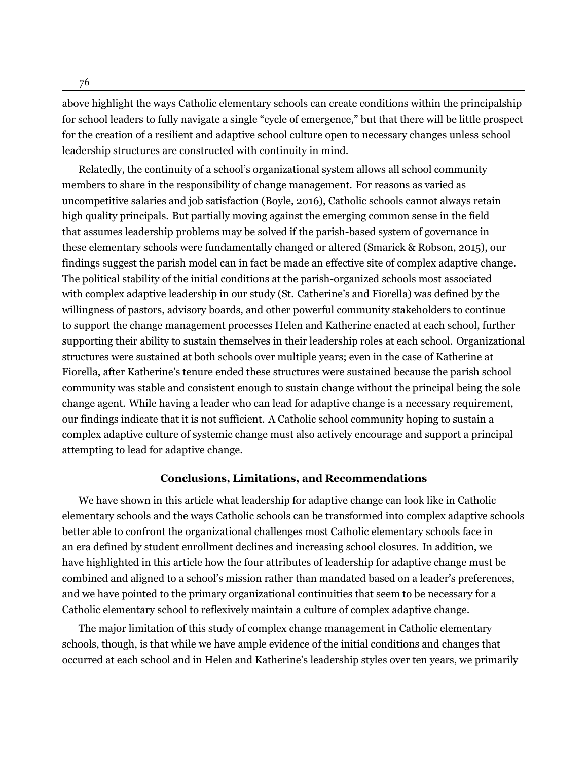above highlight the ways Catholic elementary schools can create conditions within the principalship for school leaders to fully navigate a single "cycle of emergence," but that there will be little prospect for the creation of a resilient and adaptive school culture open to necessary changes unless school leadership structures are constructed with continuity in mind.

Relatedly, the continuity of a school's organizational system allows all school community members to share in the responsibility of change management. For reasons as varied as uncompetitive salaries and job satisfaction (Boyle, 2016), Catholic schools cannot always retain high quality principals. But partially moving against the emerging common sense in the field that assumes leadership problems may be solved if the parish-based system of governance in these elementary schools were fundamentally changed or altered (Smarick & Robson, 2015), our findings suggest the parish model can in fact be made an effective site of complex adaptive change. The political stability of the initial conditions at the parish-organized schools most associated with complex adaptive leadership in our study (St. Catherine's and Fiorella) was defined by the willingness of pastors, advisory boards, and other powerful community stakeholders to continue to support the change management processes Helen and Katherine enacted at each school, further supporting their ability to sustain themselves in their leadership roles at each school. Organizational structures were sustained at both schools over multiple years; even in the case of Katherine at Fiorella, after Katherine's tenure ended these structures were sustained because the parish school community was stable and consistent enough to sustain change without the principal being the sole change agent. While having a leader who can lead for adaptive change is a necessary requirement, our findings indicate that it is not sufficient. A Catholic school community hoping to sustain a complex adaptive culture of systemic change must also actively encourage and support a principal attempting to lead for adaptive change.

## Conclusions, Limitations, and Recommendations

We have shown in this article what leadership for adaptive change can look like in Catholic elementary schools and the ways Catholic schools can be transformed into complex adaptive schools better able to confront the organizational challenges most Catholic elementary schools face in an era defined by student enrollment declines and increasing school closures. In addition, we have highlighted in this article how the four attributes of leadership for adaptive change must be combined and aligned to a school's mission rather than mandated based on a leader's preferences, and we have pointed to the primary organizational continuities that seem to be necessary for a Catholic elementary school to reflexively maintain a culture of complex adaptive change.

The major limitation of this study of complex change management in Catholic elementary schools, though, is that while we have ample evidence of the initial conditions and changes that occurred at each school and in Helen and Katherine's leadership styles over ten years, we primarily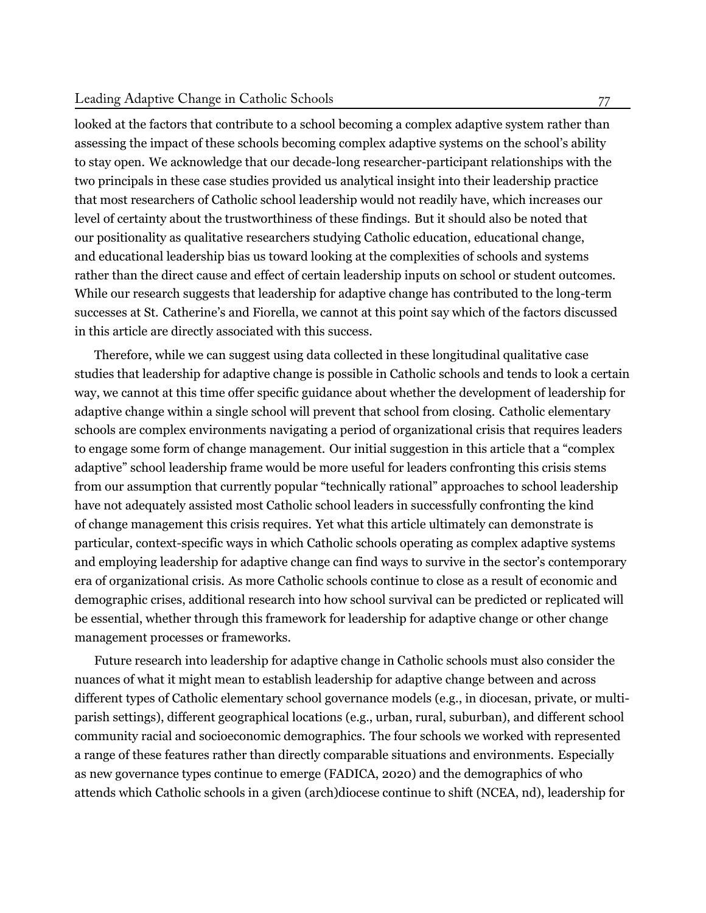looked at the factors that contribute to a school becoming a complex adaptive system rather than assessing the impact of these schools becoming complex adaptive systems on the school's ability to stay open. We acknowledge that our decade-long researcher-participant relationships with the two principals in these case studies provided us analytical insight into their leadership practice that most researchers of Catholic school leadership would not readily have, which increases our level of certainty about the trustworthiness of these findings. But it should also be noted that our positionality as qualitative researchers studying Catholic education, educational change, and educational leadership bias us toward looking at the complexities of schools and systems rather than the direct cause and effect of certain leadership inputs on school or student outcomes. While our research suggests that leadership for adaptive change has contributed to the long-term successes at St. Catherine's and Fiorella, we cannot at this point say which of the factors discussed in this article are directly associated with this success.

Therefore, while we can suggest using data collected in these longitudinal qualitative case studies that leadership for adaptive change is possible in Catholic schools and tends to look a certain way, we cannot at this time offer specific guidance about whether the development of leadership for adaptive change within a single school will prevent that school from closing. Catholic elementary schools are complex environments navigating a period of organizational crisis that requires leaders to engage some form of change management. Our initial suggestion in this article that a "complex adaptive" school leadership frame would be more useful for leaders confronting this crisis stems from our assumption that currently popular "technically rational" approaches to school leadership have not adequately assisted most Catholic school leaders in successfully confronting the kind of change management this crisis requires. Yet what this article ultimately can demonstrate is particular, context-specific ways in which Catholic schools operating as complex adaptive systems and employing leadership for adaptive change can find ways to survive in the sector's contemporary era of organizational crisis. As more Catholic schools continue to close as a result of economic and demographic crises, additional research into how school survival can be predicted or replicated will be essential, whether through this framework for leadership for adaptive change or other change management processes or frameworks.

Future research into leadership for adaptive change in Catholic schools must also consider the nuances of what it might mean to establish leadership for adaptive change between and across different types of Catholic elementary school governance models (e.g., in diocesan, private, or multi-parish settings), different geographical locations (e.g., urban, rural, suburban), and different school community racial and socioeconomic demographics. The four schools we worked with represented a range of these features rather than directly comparable situations and environments. Especially as new governance types continue to emerge (FADICA, 2020) and the demographics of who attends which Catholic schools in a given (arch)diocese continue to shift (NCEA, nd), leadership for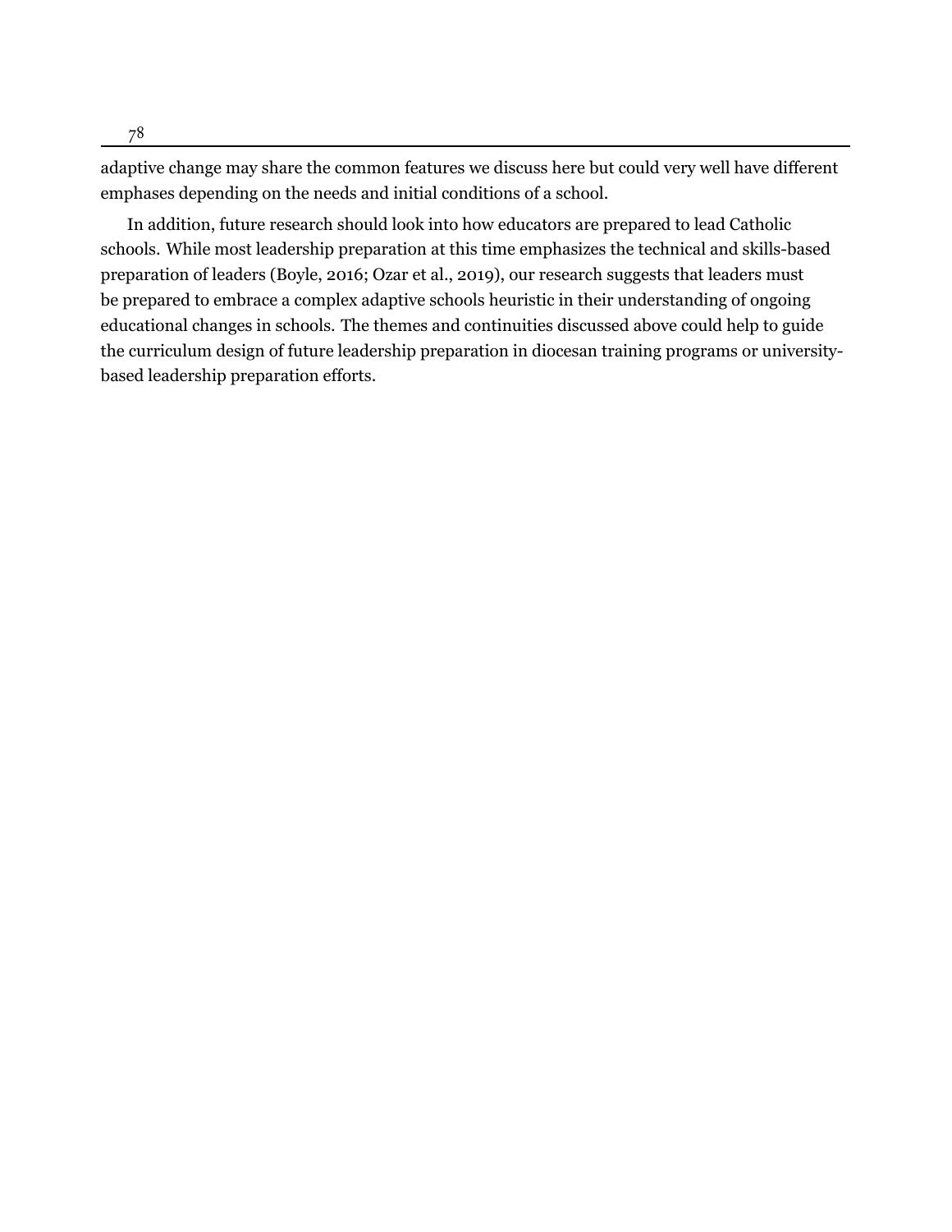adaptive change may share the common features we discuss here but could very well have different emphases depending on the needs and initial conditions of a school.

In addition, future research should look into how educators are prepared to lead Catholic schools. While most leadership preparation at this time emphasizes the technical and skills-based preparation of leaders (Boyle, 2016; Ozar et al., 2019), our research suggests that leaders must be prepared to embrace a complex adaptive schools heuristic in their understanding of ongoing educational changes in schools. The themes and continuities discussed above could help to guide the curriculum design of future leadership preparation in diocesan training programs or university-based leadership preparation efforts.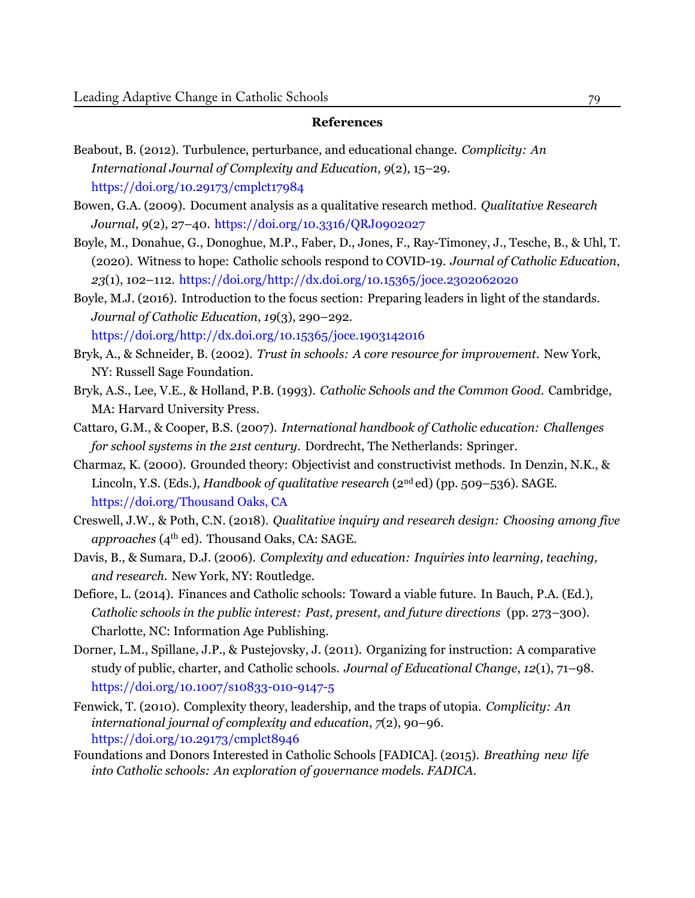**References**

Beabout, B. (2012). Turbulence, perturbance, and educational change. *Complicity: An International Journal of Complexity and Education*, *9*(2), 15–29. https://doi.org/10.29173/cmplct17984

Bowen, G.A. (2009). Document analysis as a qualitative research method. *Qualitative Research Journal*, *9*(2), 27–40. https://doi.org/10.3316/QRJ0902027

Boyle, M., Donahue, G., Donoghue, M.P., Faber, D., Jones, F., Ray-Timoney, J., Tesche, B., & Uhl, T. (2020). Witness to hope: Catholic schools respond to COVID-19. *Journal of Catholic Education*, *23*(1), 102–112. https://doi.org/http://dx.doi.org/10.15365/joce.2302062020

Boyle, M.J. (2016). Introduction to the focus section: Preparing leaders in light of the standards. *Journal of Catholic Education*, *19*(3), 290–292. https://doi.org/http://dx.doi.org/10.15365/joce.1903142016

Bryk, A., & Schneider, B. (2002). *Trust in schools: A core resource for improvement*. New York, NY: Russell Sage Foundation.

Bryk, A.S., Lee, V.E., & Holland, P.B. (1993). *Catholic Schools and the Common Good*. Cambridge, MA: Harvard University Press.

Cattaro, G.M., & Cooper, B.S. (2007). *International handbook of Catholic education: Challenges for school systems in the 21st century*. Dordrecht, The Netherlands: Springer.

Charmaz, K. (2000). Grounded theory: Objectivist and constructivist methods. In Denzin, N.K., & Lincoln, Y.S. (Eds.), *Handbook of qualitative research* (2nd ed) (pp. 509–536). SAGE. https://doi.org/Thousand Oaks, CA

Creswell, J.W., & Poth, C.N. (2018). *Qualitative inquiry and research design: Choosing among five approaches* (4th ed). Thousand Oaks, CA: SAGE.

Davis, B., & Sumara, D.J. (2006). *Complexity and education: Inquiries into learning, teaching, and research*. New York, NY: Routledge.

Defiore, L. (2014). Finances and Catholic schools: Toward a viable future. In Bauch, P.A. (Ed.), *Catholic schools in the public interest: Past, present, and future directions* (pp. 273–300). Charlotte, NC: Information Age Publishing.

Dorner, L.M., Spillane, J.P., & Pustejovsky, J. (2011). Organizing for instruction: A comparative study of public, charter, and Catholic schools. *Journal of Educational Change*, *12*(1), 71–98. https://doi.org/10.1007/s10833-010-9147-5

Fenwick, T. (2010). Complexity theory, leadership, and the traps of utopia. *Complicity: An international journal of complexity and education*, *7*(2), 90–96. https://doi.org/10.29173/cmplct8946

Foundations and Donors Interested in Catholic Schools [FADICA]. (2015). *Breathing new life into Catholic schools: An exploration of governance models. FADICA.*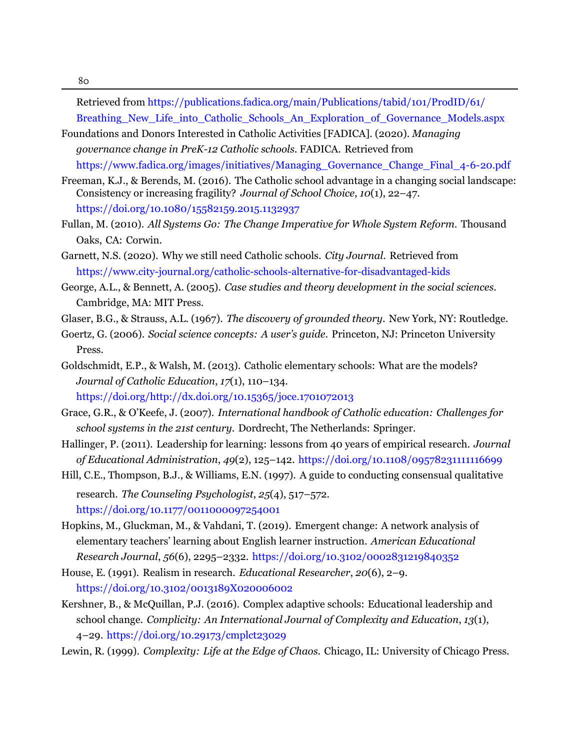Retrieved from https://publications.fadica.org/main/Publications/tabid/101/ProdID/61/Breathing_New_Life_into_Catholic_Schools_An_Exploration_of_Governance_Models.aspx

Foundations and Donors Interested in Catholic Activities [FADICA]. (2020). *Managing governance change in PreK-12 Catholic schools*. FADICA. Retrieved from https://www.fadica.org/images/initiatives/Managing_Governance_Change_Final_4-6-20.pdf

Freeman, K.J., & Berends, M. (2016). The Catholic school advantage in a changing social landscape: Consistency or increasing fragility? *Journal of School Choice*, *10*(1), 22–47. https://doi.org/10.1080/15582159.2015.1132937

Fullan, M. (2010). *All Systems Go: The Change Imperative for Whole System Reform.* Thousand Oaks, CA: Corwin.

Garnett, N.S. (2020). Why we still need Catholic schools. *City Journal*. Retrieved from https://www.city-journal.org/catholic-schools-alternative-for-disadvantaged-kids

George, A.L., & Bennett, A. (2005). *Case studies and theory development in the social sciences.* Cambridge, MA: MIT Press.

Glaser, B.G., & Strauss, A.L. (1967). *The discovery of grounded theory.* New York, NY: Routledge.

Goertz, G. (2006). *Social science concepts: A user's guide.* Princeton, NJ: Princeton University Press.

Goldschmidt, E.P., & Walsh, M. (2013). Catholic elementary schools: What are the models? *Journal of Catholic Education*, *17*(1), 110–134. https://doi.org/http://dx.doi.org/10.15365/joce.1701072013

Grace, G.R., & O'Keefe, J. (2007). *International handbook of Catholic education: Challenges for school systems in the 21st century.* Dordrecht, The Netherlands: Springer.

Hallinger, P. (2011). Leadership for learning: lessons from 40 years of empirical research. *Journal of Educational Administration*, *49*(2), 125–142. https://doi.org/10.1108/09578231111116699

Hill, C.E., Thompson, B.J., & Williams, E.N. (1997). A guide to conducting consensual qualitative research. *The Counseling Psychologist*, *25*(4), 517–572. https://doi.org/10.1177/0011000097254001

Hopkins, M., Gluckman, M., & Vahdani, T. (2019). Emergent change: A network analysis of elementary teachers' learning about English learner instruction. *American Educational Research Journal*, *56*(6), 2295–2332. https://doi.org/10.3102/0002831219840352

House, E. (1991). Realism in research. *Educational Researcher*, *20*(6), 2–9. https://doi.org/10.3102/0013189X020006002

Kershner, B., & McQuillan, P.J. (2016). Complex adaptive schools: Educational leadership and school change. *Complicity: An International Journal of Complexity and Education*, *13*(1), 4–29. https://doi.org/10.29173/cmplct23029

Lewin, R. (1999). *Complexity: Life at the Edge of Chaos.* Chicago, IL: University of Chicago Press.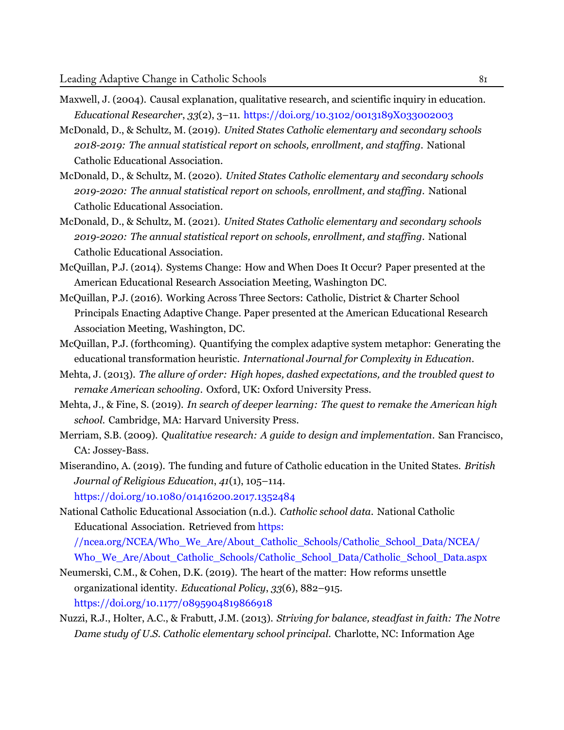Maxwell, J. (2004). Causal explanation, qualitative research, and scientific inquiry in education. *Educational Researcher*, *33*(2), 3–11. https://doi.org/10.3102/0013189X033002003

McDonald, D., & Schultz, M. (2019). *United States Catholic elementary and secondary schools 2018-2019: The annual statistical report on schools, enrollment, and staffing*. National Catholic Educational Association.

McDonald, D., & Schultz, M. (2020). *United States Catholic elementary and secondary schools 2019-2020: The annual statistical report on schools, enrollment, and staffing*. National Catholic Educational Association.

McDonald, D., & Schultz, M. (2021). *United States Catholic elementary and secondary schools 2019-2020: The annual statistical report on schools, enrollment, and staffing*. National Catholic Educational Association.

McQuillan, P.J. (2014). Systems Change: How and When Does It Occur? Paper presented at the American Educational Research Association Meeting, Washington DC.

McQuillan, P.J. (2016). Working Across Three Sectors: Catholic, District & Charter School Principals Enacting Adaptive Change. Paper presented at the American Educational Research Association Meeting, Washington, DC.

McQuillan, P.J. (forthcoming). Quantifying the complex adaptive system metaphor: Generating the educational transformation heuristic. *International Journal for Complexity in Education*.

Mehta, J. (2013). *The allure of order: High hopes, dashed expectations, and the troubled quest to remake American schooling*. Oxford, UK: Oxford University Press.

Mehta, J., & Fine, S. (2019). *In search of deeper learning: The quest to remake the American high school.* Cambridge, MA: Harvard University Press.

Merriam, S.B. (2009). *Qualitative research: A guide to design and implementation*. San Francisco, CA: Jossey-Bass.

Miserandino, A. (2019). The funding and future of Catholic education in the United States. *British Journal of Religious Education*, *41*(1), 105–114. https://doi.org/10.1080/01416200.2017.1352484

National Catholic Educational Association (n.d.). *Catholic school data*. National Catholic Educational Association. Retrieved from https://ncea.org/NCEA/Who_We_Are/About_Catholic_Schools/Catholic_School_Data/NCEA/Who_We_Are/About_Catholic_Schools/Catholic_School_Data/Catholic_School_Data.aspx

Neumerski, C.M., & Cohen, D.K. (2019). The heart of the matter: How reforms unsettle organizational identity. *Educational Policy*, *33*(6), 882–915. https://doi.org/10.1177/0895904819866918

Nuzzi, R.J., Holter, A.C., & Frabutt, J.M. (2013). *Striving for balance, steadfast in faith: The Notre Dame study of U.S. Catholic elementary school principal.* Charlotte, NC: Information Age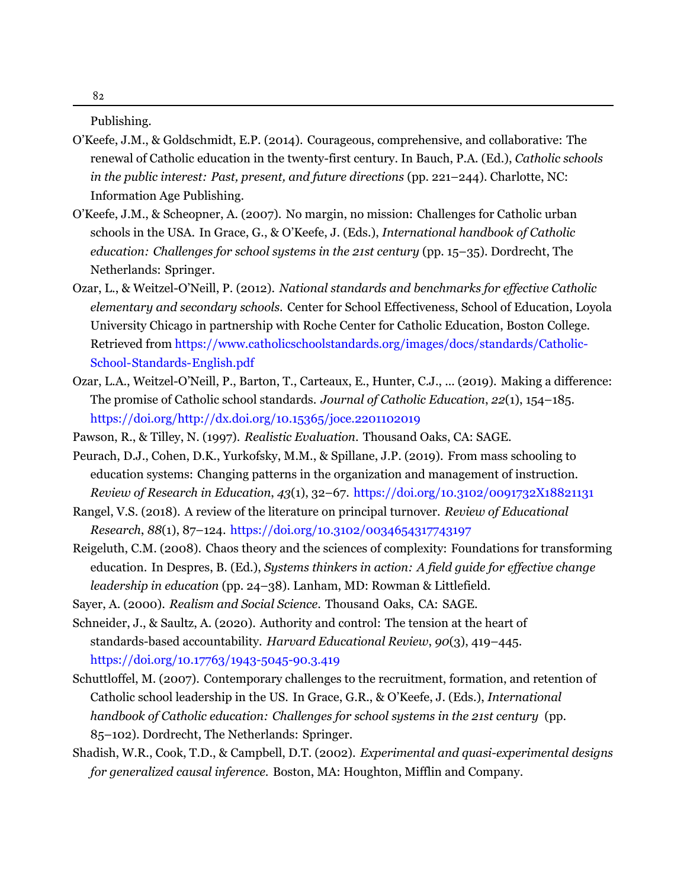Publishing.

O'Keefe, J.M., & Goldschmidt, E.P. (2014). Courageous, comprehensive, and collaborative: The renewal of Catholic education in the twenty-first century. In Bauch, P.A. (Ed.), *Catholic schools in the public interest: Past, present, and future directions* (pp. 221–244). Charlotte, NC: Information Age Publishing.

O'Keefe, J.M., & Scheopner, A. (2007). No margin, no mission: Challenges for Catholic urban schools in the USA. In Grace, G., & O'Keefe, J. (Eds.), *International handbook of Catholic education: Challenges for school systems in the 21st century* (pp. 15–35). Dordrecht, The Netherlands: Springer.

Ozar, L., & Weitzel-O'Neill, P. (2012). *National standards and benchmarks for effective Catholic elementary and secondary schools*. Center for School Effectiveness, School of Education, Loyola University Chicago in partnership with Roche Center for Catholic Education, Boston College. Retrieved from https://www.catholicschoolstandards.org/images/docs/standards/Catholic-School-Standards-English.pdf

Ozar, L.A., Weitzel-O'Neill, P., Barton, T., Carteaux, E., Hunter, C.J., ... (2019). Making a difference: The promise of Catholic school standards. *Journal of Catholic Education*, *22*(1), 154–185. https://doi.org/http://dx.doi.org/10.15365/joce.2201102019

Pawson, R., & Tilley, N. (1997). *Realistic Evaluation*. Thousand Oaks, CA: SAGE.

Peurach, D.J., Cohen, D.K., Yurkofsky, M.M., & Spillane, J.P. (2019). From mass schooling to education systems: Changing patterns in the organization and management of instruction. *Review of Research in Education*, *43*(1), 32–67. https://doi.org/10.3102/0091732X18821131

Rangel, V.S. (2018). A review of the literature on principal turnover. *Review of Educational Research*, *88*(1), 87–124. https://doi.org/10.3102/0034654317743197

Reigeluth, C.M. (2008). Chaos theory and the sciences of complexity: Foundations for transforming education. In Despres, B. (Ed.), *Systems thinkers in action: A field guide for effective change leadership in education* (pp. 24–38). Lanham, MD: Rowman & Littlefield.

Sayer, A. (2000). *Realism and Social Science*. Thousand Oaks, CA: SAGE.

Schneider, J., & Saultz, A. (2020). Authority and control: The tension at the heart of standards-based accountability. *Harvard Educational Review*, *90*(3), 419–445. https://doi.org/10.17763/1943-5045-90.3.419

Schuttloffel, M. (2007). Contemporary challenges to the recruitment, formation, and retention of Catholic school leadership in the US. In Grace, G.R., & O'Keefe, J. (Eds.), *International handbook of Catholic education: Challenges for school systems in the 21st century* (pp. 85–102). Dordrecht, The Netherlands: Springer.

Shadish, W.R., Cook, T.D., & Campbell, D.T. (2002). *Experimental and quasi-experimental designs for generalized causal inference*. Boston, MA: Houghton, Mifflin and Company.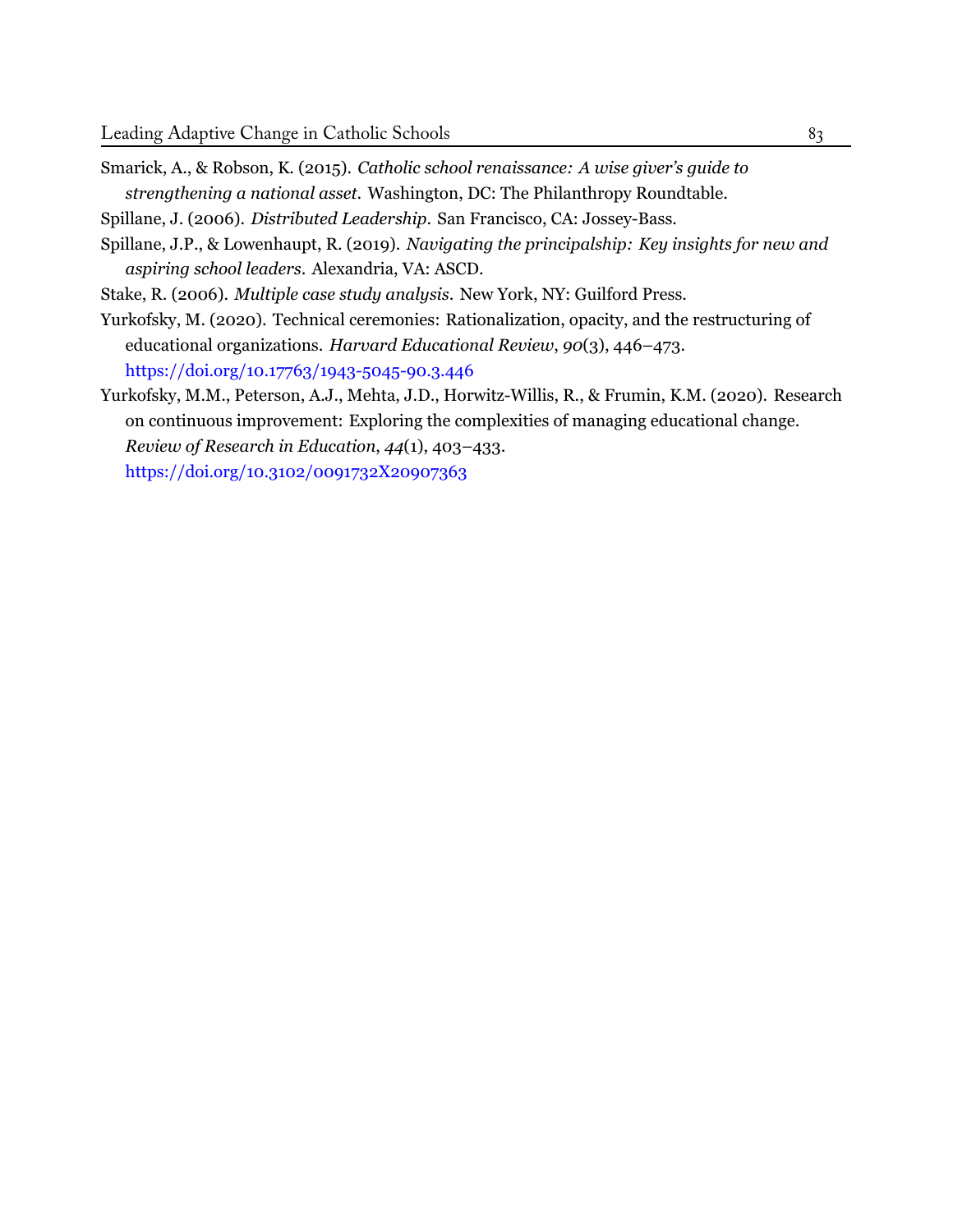Smarick, A., & Robson, K. (2015). *Catholic school renaissance: A wise giver's guide to strengthening a national asset.* Washington, DC: The Philanthropy Roundtable.

Spillane, J. (2006). *Distributed Leadership.* San Francisco, CA: Jossey-Bass.

Spillane, J.P., & Lowenhaupt, R. (2019). *Navigating the principalship: Key insights for new and aspiring school leaders.* Alexandria, VA: ASCD.

Stake, R. (2006). *Multiple case study analysis.* New York, NY: Guilford Press.

Yurkofsky, M. (2020). Technical ceremonies: Rationalization, opacity, and the restructuring of educational organizations. *Harvard Educational Review*, *90*(3), 446–473. https://doi.org/10.17763/1943-5045-90.3.446

Yurkofsky, M.M., Peterson, A.J., Mehta, J.D., Horwitz-Willis, R., & Frumin, K.M. (2020). Research on continuous improvement: Exploring the complexities of managing educational change. *Review of Research in Education*, *44*(1), 403–433. https://doi.org/10.3102/0091732X20907363